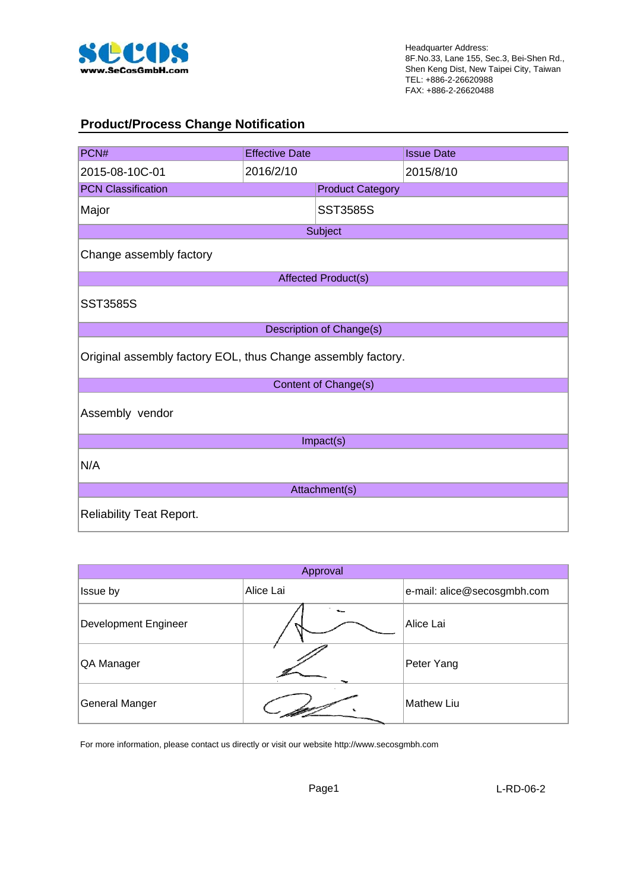www.SeCosGmbH.com

Headquarter Address:
8F.No.33, Lane 155, Sec.3, Bei-Shen Rd.,
Shen Keng Dist, New Taipei City, Taiwan
TEL: +886-2-26620988
FAX: +886-2-26620488

## Product/Process Change Notification

| PCN# | Effective Date | Issue Date |
|---|---|---|
| 2015-08-10C-01 | 2016/2/10 | 2015/8/10 |

| PCN Classification | Product Category |
|---|---|
| Major | SST3585S |

**Subject**

Change assembly factory

**Affected Product(s)**

SST3585S

**Description of Change(s)**

Original assembly factory EOL, thus Change assembly factory.

**Content of Change(s)**

Assembly vendor

**Impact(s)**

N/A

**Attachment(s)**

Reliability Teat Report.

| Approval | | |
|---|---|---|
| Issue by | Alice Lai | e-mail: alice@secosgmbh.com |
| Development Engineer | | Alice Lai |
| QA Manager | | Peter Yang |
| General Manger | | Mathew Liu |

For more information, please contact us directly or visit our website http://www.secosgmbh.com

L-RD-06-2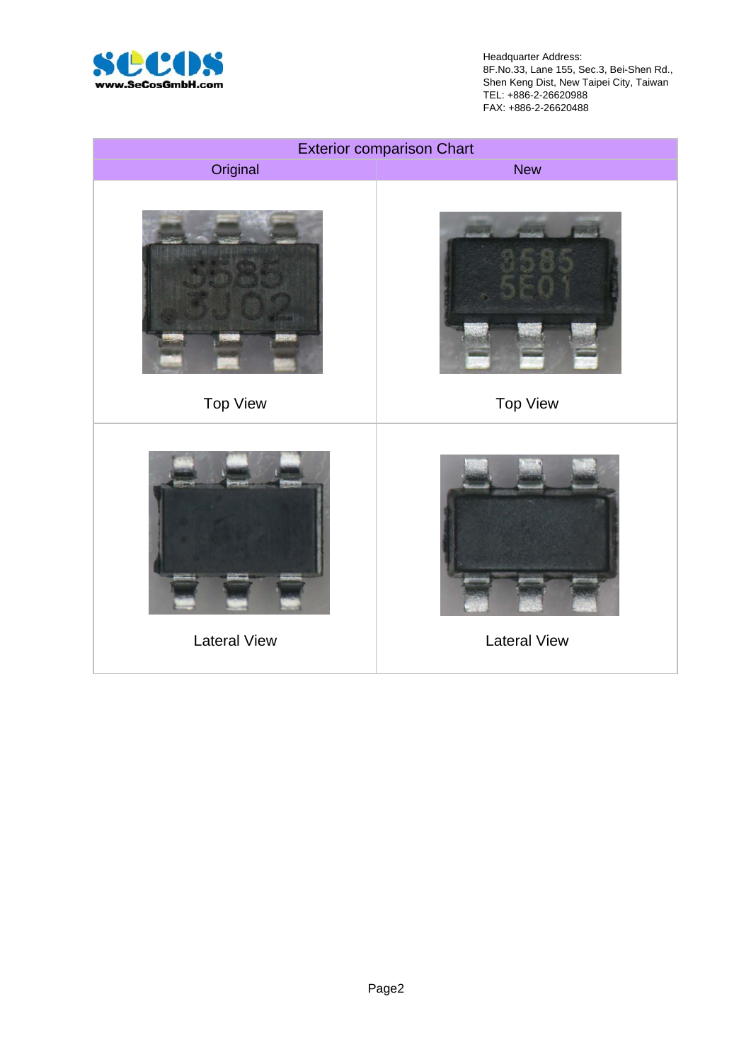Headquarter Address:
8F.No.33, Lane 155, Sec.3, Bei-Shen Rd.,
Shen Keng Dist, New Taipei City, Taiwan
TEL: +886-2-26620988
FAX: +886-2-26620488

| Exterior comparison Chart | |
|---|---|
| Original | New |
| Top View | Top View |
| Lateral View | Lateral View |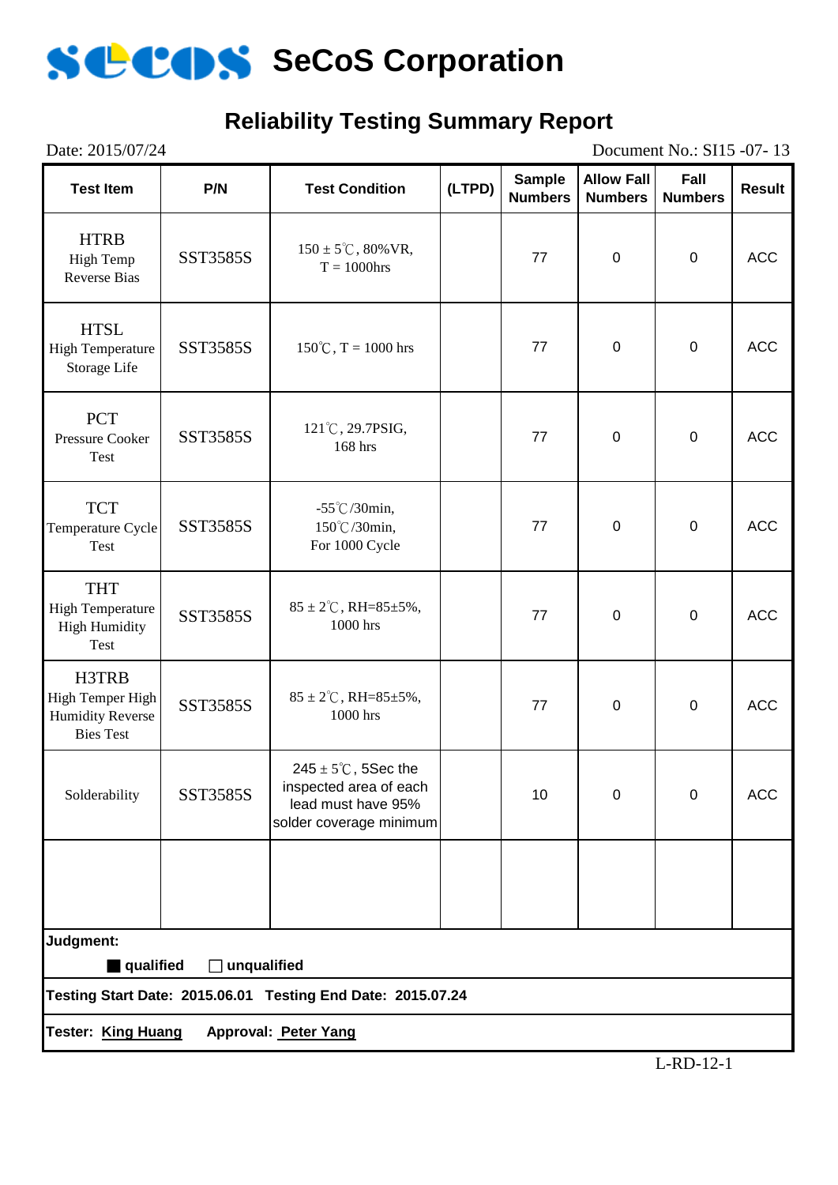# SeCoS Corporation

## Reliability Testing Summary Report

Date: 2015/07/24  Document No.: SI15 -07- 13

| Test Item | P/N | Test Condition | (LTPD) | Sample Numbers | Allow Fall Numbers | Fall Numbers | Result |
|---|---|---|---|---|---|---|---|
| HTRB High Temp Reverse Bias | SST3585S | 150 ± 5℃, 80%VR, T = 1000hrs | | 77 | 0 | 0 | ACC |
| HTSL High Temperature Storage Life | SST3585S | 150℃, T = 1000 hrs | | 77 | 0 | 0 | ACC |
| PCT Pressure Cooker Test | SST3585S | 121℃, 29.7PSIG, 168 hrs | | 77 | 0 | 0 | ACC |
| TCT Temperature Cycle Test | SST3585S | -55℃/30min, 150℃/30min, For 1000 Cycle | | 77 | 0 | 0 | ACC |
| THT High Temperature High Humidity Test | SST3585S | 85 ± 2℃, RH=85±5%, 1000 hrs | | 77 | 0 | 0 | ACC |
| H3TRB High Temper High Humidity Reverse Bies Test | SST3585S | 85 ± 2℃, RH=85±5%, 1000 hrs | | 77 | 0 | 0 | ACC |
| Solderability | SST3585S | 245 ± 5℃, 5Sec the inspected area of each lead must have 95% solder coverage minimum | | 10 | 0 | 0 | ACC |
| | | | | | | | |

**Judgment:**

■ **qualified** ☐ **unqualified**

**Testing Start Date: 2015.06.01 Testing End Date: 2015.07.24**

**Tester: King Huang  Approval: Peter Yang**

L-RD-12-1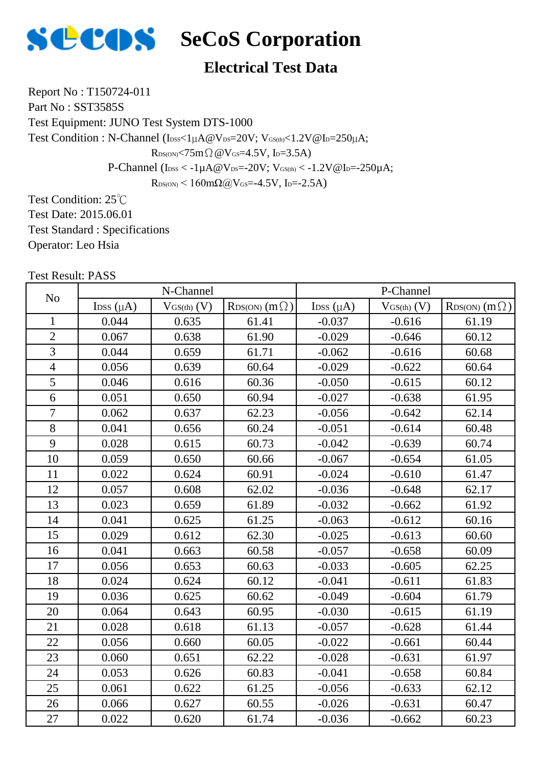# SeCoS Corporation

## Electrical Test Data

Report No : T150724-011

Part No : SST3585S

Test Equipment: JUNO Test System DTS-1000

Test Condition : N-Channel ($I_{DSS}$<1μA@$V_{DS}$=20V; $V_{GS(th)}$<1.2V@$I_D$=250μA;
$R_{DS(ON)}$<75mΩ@$V_{GS}$=4.5V, $I_D$=3.5A)
P-Channel ($I_{DSS}$ < -1μA@$V_{DS}$=-20V; $V_{GS(th)}$ < -1.2V@$I_D$=-250μA;
$R_{DS(ON)}$ < 160mΩ@$V_{GS}$=-4.5V, $I_D$=-2.5A)

Test Condition: 25℃

Test Date: 2015.06.01

Test Standard : Specifications

Operator: Leo Hsia

Test Result: PASS

| No | N-Channel | | | P-Channel | | |
|---|---|---|---|---|---|---|
| | $I_{DSS}$ (μA) | $V_{GS(th)}$ (V) | $R_{DS(ON)}$ (mΩ) | $I_{DSS}$ (μA) | $V_{GS(th)}$ (V) | $R_{DS(ON)}$ (mΩ) |
| 1 | 0.044 | 0.635 | 61.41 | -0.037 | -0.616 | 61.19 |
| 2 | 0.067 | 0.638 | 61.90 | -0.029 | -0.646 | 60.12 |
| 3 | 0.044 | 0.659 | 61.71 | -0.062 | -0.616 | 60.68 |
| 4 | 0.056 | 0.639 | 60.64 | -0.029 | -0.622 | 60.64 |
| 5 | 0.046 | 0.616 | 60.36 | -0.050 | -0.615 | 60.12 |
| 6 | 0.051 | 0.650 | 60.94 | -0.027 | -0.638 | 61.95 |
| 7 | 0.062 | 0.637 | 62.23 | -0.056 | -0.642 | 62.14 |
| 8 | 0.041 | 0.656 | 60.24 | -0.051 | -0.614 | 60.48 |
| 9 | 0.028 | 0.615 | 60.73 | -0.042 | -0.639 | 60.74 |
| 10 | 0.059 | 0.650 | 60.66 | -0.067 | -0.654 | 61.05 |
| 11 | 0.022 | 0.624 | 60.91 | -0.024 | -0.610 | 61.47 |
| 12 | 0.057 | 0.608 | 62.02 | -0.036 | -0.648 | 62.17 |
| 13 | 0.023 | 0.659 | 61.89 | -0.032 | -0.662 | 61.92 |
| 14 | 0.041 | 0.625 | 61.25 | -0.063 | -0.612 | 60.16 |
| 15 | 0.029 | 0.612 | 62.30 | -0.025 | -0.613 | 60.60 |
| 16 | 0.041 | 0.663 | 60.58 | -0.057 | -0.658 | 60.09 |
| 17 | 0.056 | 0.653 | 60.63 | -0.033 | -0.605 | 62.25 |
| 18 | 0.024 | 0.624 | 60.12 | -0.041 | -0.611 | 61.83 |
| 19 | 0.036 | 0.625 | 60.62 | -0.049 | -0.604 | 61.79 |
| 20 | 0.064 | 0.643 | 60.95 | -0.030 | -0.615 | 61.19 |
| 21 | 0.028 | 0.618 | 61.13 | -0.057 | -0.628 | 61.44 |
| 22 | 0.056 | 0.660 | 60.05 | -0.022 | -0.661 | 60.44 |
| 23 | 0.060 | 0.651 | 62.22 | -0.028 | -0.631 | 61.97 |
| 24 | 0.053 | 0.626 | 60.83 | -0.041 | -0.658 | 60.84 |
| 25 | 0.061 | 0.622 | 61.25 | -0.056 | -0.633 | 62.12 |
| 26 | 0.066 | 0.627 | 60.55 | -0.026 | -0.631 | 60.47 |
| 27 | 0.022 | 0.620 | 61.74 | -0.036 | -0.662 | 60.23 |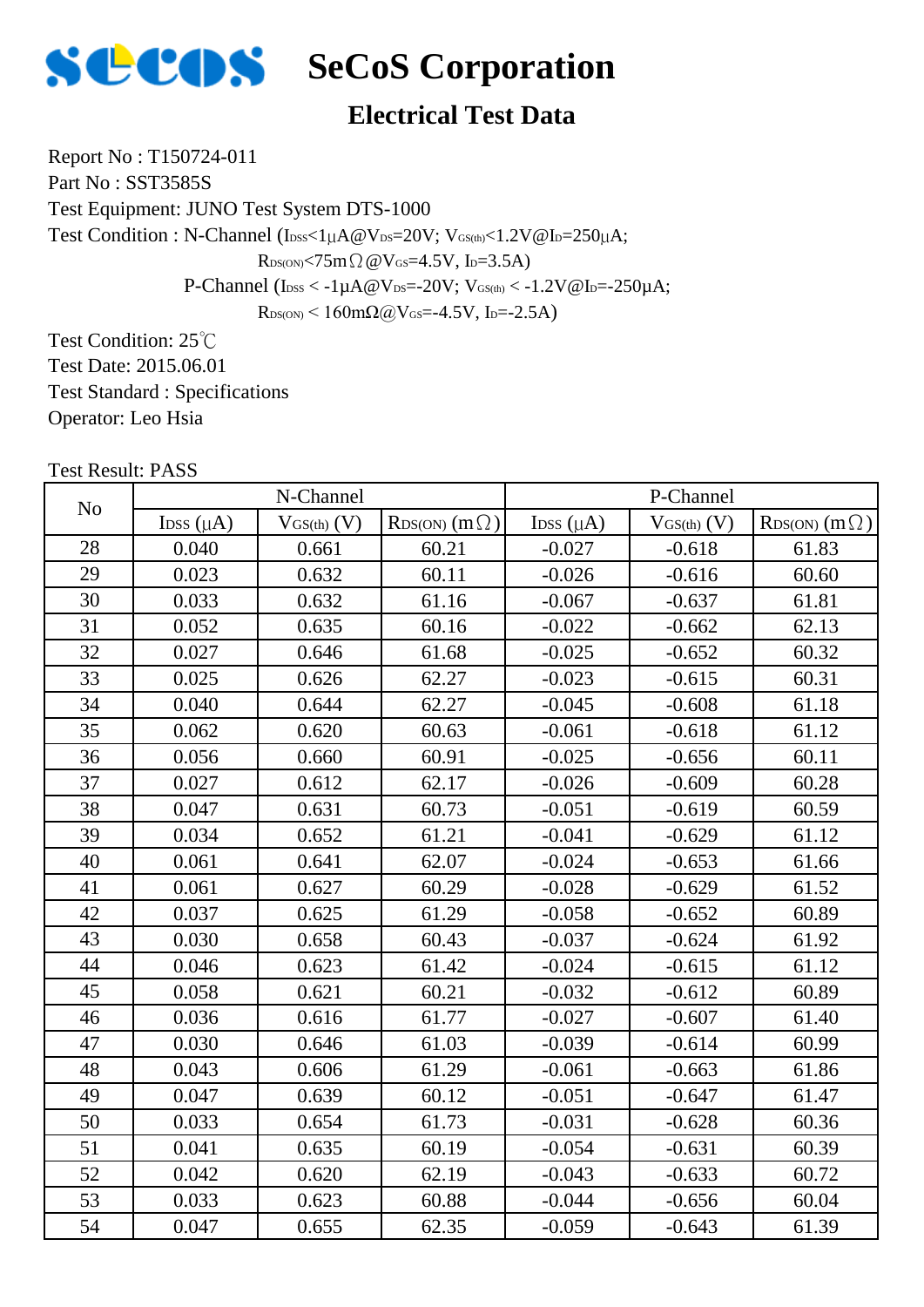# SeCoS Corporation

## Electrical Test Data

Report No : T150724-011

Part No : SST3585S

Test Equipment: JUNO Test System DTS-1000

Test Condition : N-Channel ($I_{DSS}$<1μA@$V_{DS}$=20V; $V_{GS(th)}$<1.2V@$I_D$=250μA;
$R_{DS(ON)}$<75mΩ@$V_{GS}$=4.5V, $I_D$=3.5A)
P-Channel ($I_{DSS}$ < -1μA@$V_{DS}$=-20V; $V_{GS(th)}$ < -1.2V@$I_D$=-250μA;
$R_{DS(ON)}$ < 160mΩ@$V_{GS}$=-4.5V, $I_D$=-2.5A)

Test Condition: 25℃

Test Date: 2015.06.01

Test Standard : Specifications

Operator: Leo Hsia

Test Result: PASS

| No | N-Channel | | | P-Channel | | |
|---|---|---|---|---|---|---|
| | $I_{DSS}$ (μA) | $V_{GS(th)}$ (V) | $R_{DS(ON)}$ (mΩ) | $I_{DSS}$ (μA) | $V_{GS(th)}$ (V) | $R_{DS(ON)}$ (mΩ) |
| 28 | 0.040 | 0.661 | 60.21 | -0.027 | -0.618 | 61.83 |
| 29 | 0.023 | 0.632 | 60.11 | -0.026 | -0.616 | 60.60 |
| 30 | 0.033 | 0.632 | 61.16 | -0.067 | -0.637 | 61.81 |
| 31 | 0.052 | 0.635 | 60.16 | -0.022 | -0.662 | 62.13 |
| 32 | 0.027 | 0.646 | 61.68 | -0.025 | -0.652 | 60.32 |
| 33 | 0.025 | 0.626 | 62.27 | -0.023 | -0.615 | 60.31 |
| 34 | 0.040 | 0.644 | 62.27 | -0.045 | -0.608 | 61.18 |
| 35 | 0.062 | 0.620 | 60.63 | -0.061 | -0.618 | 61.12 |
| 36 | 0.056 | 0.660 | 60.91 | -0.025 | -0.656 | 60.11 |
| 37 | 0.027 | 0.612 | 62.17 | -0.026 | -0.609 | 60.28 |
| 38 | 0.047 | 0.631 | 60.73 | -0.051 | -0.619 | 60.59 |
| 39 | 0.034 | 0.652 | 61.21 | -0.041 | -0.629 | 61.12 |
| 40 | 0.061 | 0.641 | 62.07 | -0.024 | -0.653 | 61.66 |
| 41 | 0.061 | 0.627 | 60.29 | -0.028 | -0.629 | 61.52 |
| 42 | 0.037 | 0.625 | 61.29 | -0.058 | -0.652 | 60.89 |
| 43 | 0.030 | 0.658 | 60.43 | -0.037 | -0.624 | 61.92 |
| 44 | 0.046 | 0.623 | 61.42 | -0.024 | -0.615 | 61.12 |
| 45 | 0.058 | 0.621 | 60.21 | -0.032 | -0.612 | 60.89 |
| 46 | 0.036 | 0.616 | 61.77 | -0.027 | -0.607 | 61.40 |
| 47 | 0.030 | 0.646 | 61.03 | -0.039 | -0.614 | 60.99 |
| 48 | 0.043 | 0.606 | 61.29 | -0.061 | -0.663 | 61.86 |
| 49 | 0.047 | 0.639 | 60.12 | -0.051 | -0.647 | 61.47 |
| 50 | 0.033 | 0.654 | 61.73 | -0.031 | -0.628 | 60.36 |
| 51 | 0.041 | 0.635 | 60.19 | -0.054 | -0.631 | 60.39 |
| 52 | 0.042 | 0.620 | 62.19 | -0.043 | -0.633 | 60.72 |
| 53 | 0.033 | 0.623 | 60.88 | -0.044 | -0.656 | 60.04 |
| 54 | 0.047 | 0.655 | 62.35 | -0.059 | -0.643 | 61.39 |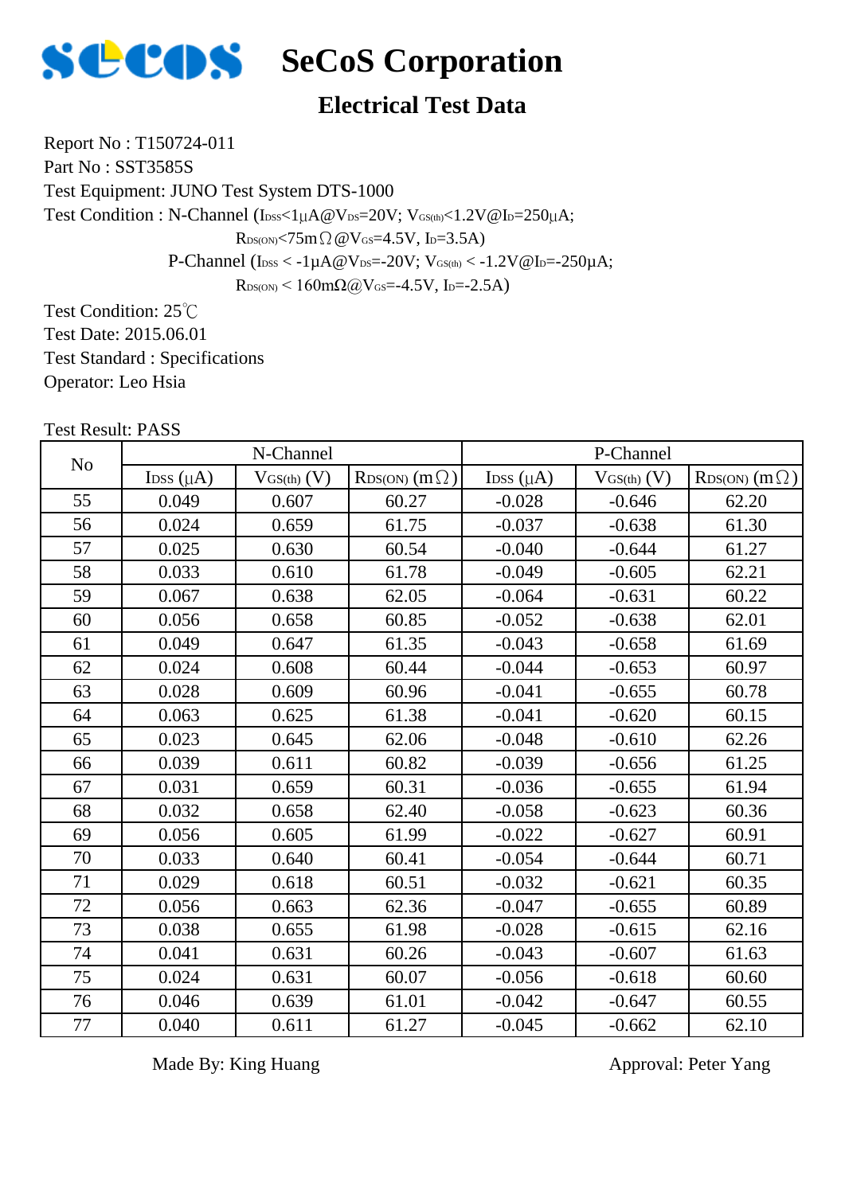# SeCoS Corporation

## Electrical Test Data

Report No : T150724-011

Part No : SST3585S

Test Equipment: JUNO Test System DTS-1000

Test Condition : N-Channel ($I_{DSS}$<1μA@$V_{DS}$=20V; $V_{GS(th)}$<1.2V@$I_D$=250μA;

$R_{DS(ON)}$<75mΩ@$V_{GS}$=4.5V, $I_D$=3.5A)

P-Channel ($I_{DSS}$ < -1μA@$V_{DS}$=-20V; $V_{GS(th)}$ < -1.2V@$I_D$=-250μA;

$R_{DS(ON)}$ < 160mΩ@$V_{GS}$=-4.5V, $I_D$=-2.5A)

Test Condition: 25℃

Test Date: 2015.06.01

Test Standard : Specifications

Operator: Leo Hsia

Test Result: PASS

| No | N-Channel | | | P-Channel | | |
|---|---|---|---|---|---|---|
| | $I_{DSS}$ (μA) | $V_{GS(th)}$ (V) | $R_{DS(ON)}$ (mΩ) | $I_{DSS}$ (μA) | $V_{GS(th)}$ (V) | $R_{DS(ON)}$ (mΩ) |
| 55 | 0.049 | 0.607 | 60.27 | -0.028 | -0.646 | 62.20 |
| 56 | 0.024 | 0.659 | 61.75 | -0.037 | -0.638 | 61.30 |
| 57 | 0.025 | 0.630 | 60.54 | -0.040 | -0.644 | 61.27 |
| 58 | 0.033 | 0.610 | 61.78 | -0.049 | -0.605 | 62.21 |
| 59 | 0.067 | 0.638 | 62.05 | -0.064 | -0.631 | 60.22 |
| 60 | 0.056 | 0.658 | 60.85 | -0.052 | -0.638 | 62.01 |
| 61 | 0.049 | 0.647 | 61.35 | -0.043 | -0.658 | 61.69 |
| 62 | 0.024 | 0.608 | 60.44 | -0.044 | -0.653 | 60.97 |
| 63 | 0.028 | 0.609 | 60.96 | -0.041 | -0.655 | 60.78 |
| 64 | 0.063 | 0.625 | 61.38 | -0.041 | -0.620 | 60.15 |
| 65 | 0.023 | 0.645 | 62.06 | -0.048 | -0.610 | 62.26 |
| 66 | 0.039 | 0.611 | 60.82 | -0.039 | -0.656 | 61.25 |
| 67 | 0.031 | 0.659 | 60.31 | -0.036 | -0.655 | 61.94 |
| 68 | 0.032 | 0.658 | 62.40 | -0.058 | -0.623 | 60.36 |
| 69 | 0.056 | 0.605 | 61.99 | -0.022 | -0.627 | 60.91 |
| 70 | 0.033 | 0.640 | 60.41 | -0.054 | -0.644 | 60.71 |
| 71 | 0.029 | 0.618 | 60.51 | -0.032 | -0.621 | 60.35 |
| 72 | 0.056 | 0.663 | 62.36 | -0.047 | -0.655 | 60.89 |
| 73 | 0.038 | 0.655 | 61.98 | -0.028 | -0.615 | 62.16 |
| 74 | 0.041 | 0.631 | 60.26 | -0.043 | -0.607 | 61.63 |
| 75 | 0.024 | 0.631 | 60.07 | -0.056 | -0.618 | 60.60 |
| 76 | 0.046 | 0.639 | 61.01 | -0.042 | -0.647 | 60.55 |
| 77 | 0.040 | 0.611 | 61.27 | -0.045 | -0.662 | 62.10 |

Made By: King Huang

Approval: Peter Yang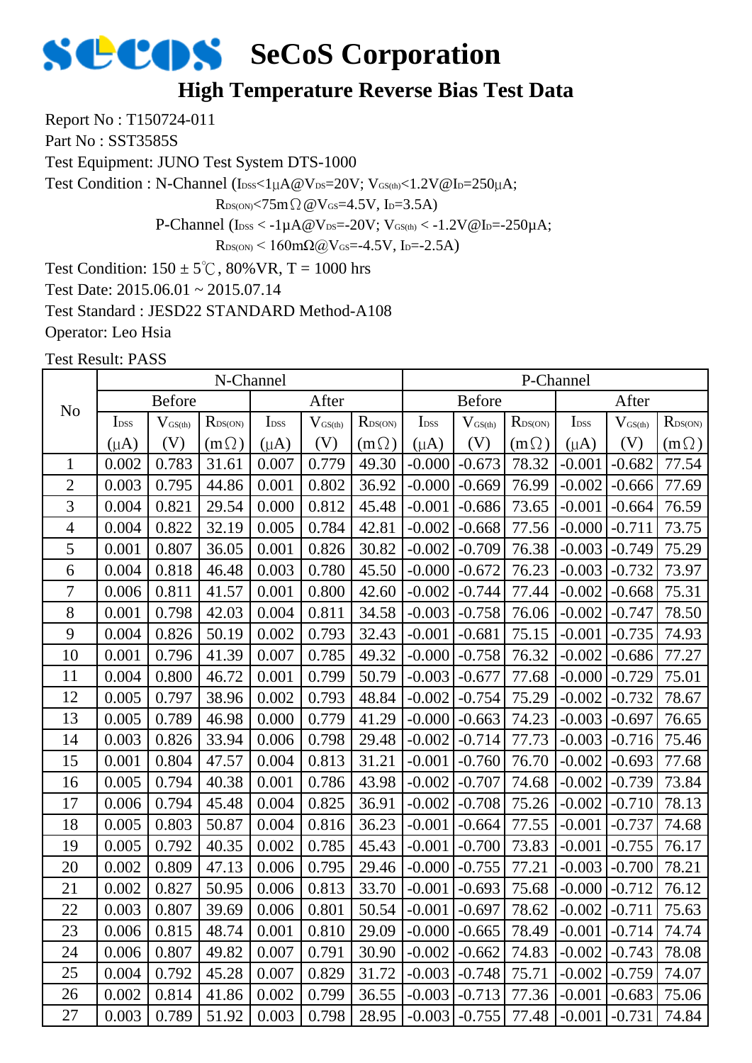# SeCoS Corporation

## High Temperature Reverse Bias Test Data

Report No : T150724-011

Part No : SST3585S

Test Equipment: JUNO Test System DTS-1000

Test Condition : N-Channel ($I_{DSS}$<1μA@$V_{DS}$=20V; $V_{GS(th)}$<1.2V@$I_D$=250μA;

$R_{DS(ON)}$<75mΩ@$V_{GS}$=4.5V, $I_D$=3.5A)

P-Channel ($I_{DSS}$ < -1μA@$V_{DS}$=-20V; $V_{GS(th)}$ < -1.2V@$I_D$=-250μA;

$R_{DS(ON)}$ < 160mΩ@$V_{GS}$=-4.5V, $I_D$=-2.5A)

Test Condition: 150 ± 5℃, 80%VR, T = 1000 hrs

Test Date: 2015.06.01 ~ 2015.07.14

Test Standard : JESD22 STANDARD Method-A108

Operator: Leo Hsia

Test Result: PASS

| No | N-Channel | | | | | | P-Channel | | | | | |
|---|---|---|---|---|---|---|---|---|---|---|---|---|
| | Before | | | After | | | Before | | | After | | |
| | $I_{DSS}$ (μA) | $V_{GS(th)}$ (V) | $R_{DS(ON)}$ (mΩ) | $I_{DSS}$ (μA) | $V_{GS(th)}$ (V) | $R_{DS(ON)}$ (mΩ) | $I_{DSS}$ (μA) | $V_{GS(th)}$ (V) | $R_{DS(ON)}$ (mΩ) | $I_{DSS}$ (μA) | $V_{GS(th)}$ (V) | $R_{DS(ON)}$ (mΩ) |
| 1 | 0.002 | 0.783 | 31.61 | 0.007 | 0.779 | 49.30 | -0.000 | -0.673 | 78.32 | -0.001 | -0.682 | 77.54 |
| 2 | 0.003 | 0.795 | 44.86 | 0.001 | 0.802 | 36.92 | -0.000 | -0.669 | 76.99 | -0.002 | -0.666 | 77.69 |
| 3 | 0.004 | 0.821 | 29.54 | 0.000 | 0.812 | 45.48 | -0.001 | -0.686 | 73.65 | -0.001 | -0.664 | 76.59 |
| 4 | 0.004 | 0.822 | 32.19 | 0.005 | 0.784 | 42.81 | -0.002 | -0.668 | 77.56 | -0.000 | -0.711 | 73.75 |
| 5 | 0.001 | 0.807 | 36.05 | 0.001 | 0.826 | 30.82 | -0.002 | -0.709 | 76.38 | -0.003 | -0.749 | 75.29 |
| 6 | 0.004 | 0.818 | 46.48 | 0.003 | 0.780 | 45.50 | -0.000 | -0.672 | 76.23 | -0.003 | -0.732 | 73.97 |
| 7 | 0.006 | 0.811 | 41.57 | 0.001 | 0.800 | 42.60 | -0.002 | -0.744 | 77.44 | -0.002 | -0.668 | 75.31 |
| 8 | 0.001 | 0.798 | 42.03 | 0.004 | 0.811 | 34.58 | -0.003 | -0.758 | 76.06 | -0.002 | -0.747 | 78.50 |
| 9 | 0.004 | 0.826 | 50.19 | 0.002 | 0.793 | 32.43 | -0.001 | -0.681 | 75.15 | -0.001 | -0.735 | 74.93 |
| 10 | 0.001 | 0.796 | 41.39 | 0.007 | 0.785 | 49.32 | -0.000 | -0.758 | 76.32 | -0.002 | -0.686 | 77.27 |
| 11 | 0.004 | 0.800 | 46.72 | 0.001 | 0.799 | 50.79 | -0.003 | -0.677 | 77.68 | -0.000 | -0.729 | 75.01 |
| 12 | 0.005 | 0.797 | 38.96 | 0.002 | 0.793 | 48.84 | -0.002 | -0.754 | 75.29 | -0.002 | -0.732 | 78.67 |
| 13 | 0.005 | 0.789 | 46.98 | 0.000 | 0.779 | 41.29 | -0.000 | -0.663 | 74.23 | -0.003 | -0.697 | 76.65 |
| 14 | 0.003 | 0.826 | 33.94 | 0.006 | 0.798 | 29.48 | -0.002 | -0.714 | 77.73 | -0.003 | -0.716 | 75.46 |
| 15 | 0.001 | 0.804 | 47.57 | 0.004 | 0.813 | 31.21 | -0.001 | -0.760 | 76.70 | -0.002 | -0.693 | 77.68 |
| 16 | 0.005 | 0.794 | 40.38 | 0.001 | 0.786 | 43.98 | -0.002 | -0.707 | 74.68 | -0.002 | -0.739 | 73.84 |
| 17 | 0.006 | 0.794 | 45.48 | 0.004 | 0.825 | 36.91 | -0.002 | -0.708 | 75.26 | -0.002 | -0.710 | 78.13 |
| 18 | 0.005 | 0.803 | 50.87 | 0.004 | 0.816 | 36.23 | -0.001 | -0.664 | 77.55 | -0.001 | -0.737 | 74.68 |
| 19 | 0.005 | 0.792 | 40.35 | 0.002 | 0.785 | 45.43 | -0.001 | -0.700 | 73.83 | -0.001 | -0.755 | 76.17 |
| 20 | 0.002 | 0.809 | 47.13 | 0.006 | 0.795 | 29.46 | -0.000 | -0.755 | 77.21 | -0.003 | -0.700 | 78.21 |
| 21 | 0.002 | 0.827 | 50.95 | 0.006 | 0.813 | 33.70 | -0.001 | -0.693 | 75.68 | -0.000 | -0.712 | 76.12 |
| 22 | 0.003 | 0.807 | 39.69 | 0.006 | 0.801 | 50.54 | -0.001 | -0.697 | 78.62 | -0.002 | -0.711 | 75.63 |
| 23 | 0.006 | 0.815 | 48.74 | 0.001 | 0.810 | 29.09 | -0.000 | -0.665 | 78.49 | -0.001 | -0.714 | 74.74 |
| 24 | 0.006 | 0.807 | 49.82 | 0.007 | 0.791 | 30.90 | -0.002 | -0.662 | 74.83 | -0.002 | -0.743 | 78.08 |
| 25 | 0.004 | 0.792 | 45.28 | 0.007 | 0.829 | 31.72 | -0.003 | -0.748 | 75.71 | -0.002 | -0.759 | 74.07 |
| 26 | 0.002 | 0.814 | 41.86 | 0.002 | 0.799 | 36.55 | -0.003 | -0.713 | 77.36 | -0.001 | -0.683 | 75.06 |
| 27 | 0.003 | 0.789 | 51.92 | 0.003 | 0.798 | 28.95 | -0.003 | -0.755 | 77.48 | -0.001 | -0.731 | 74.84 |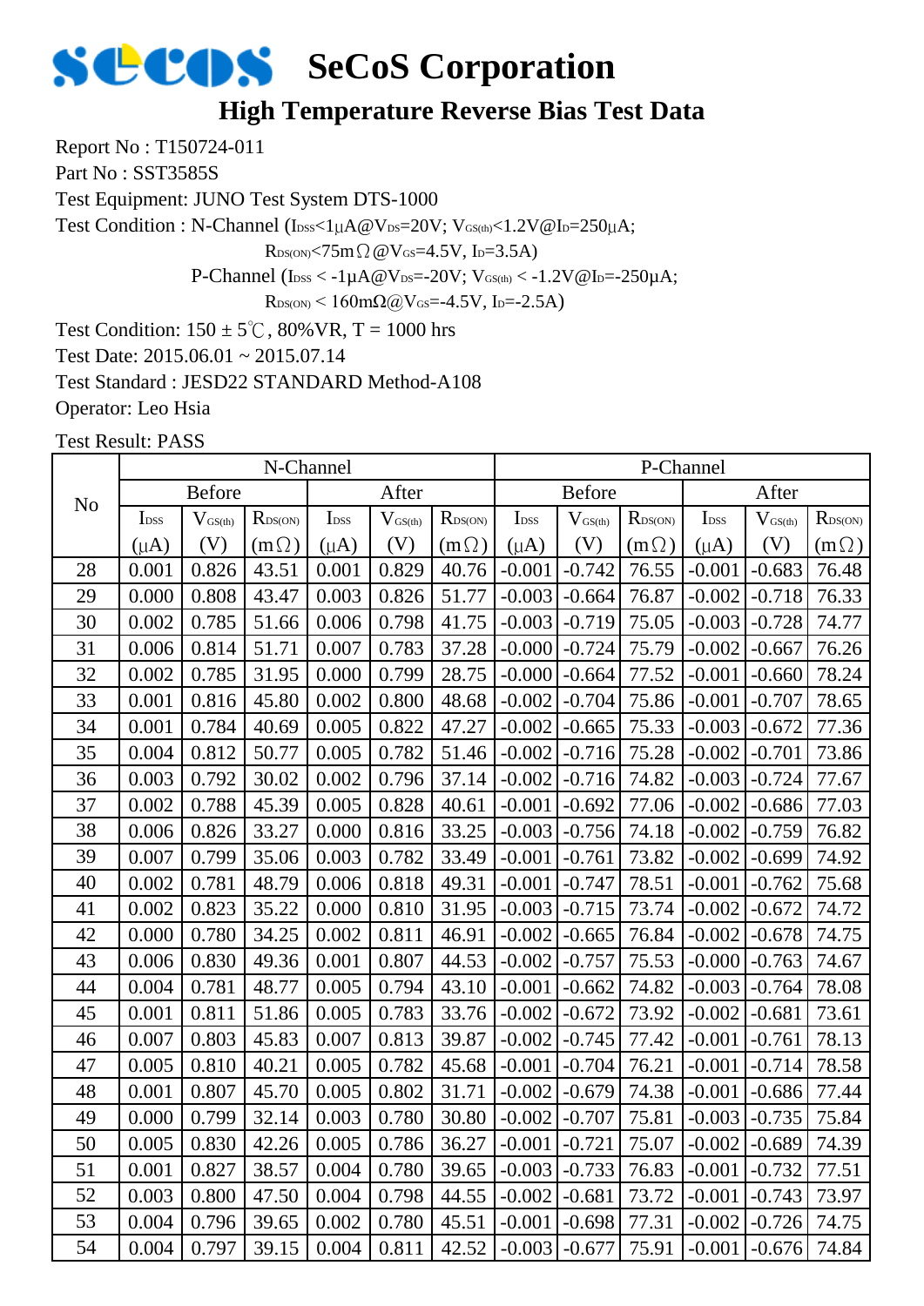# SeCoS Corporation

## High Temperature Reverse Bias Test Data

Report No : T150724-011

Part No : SST3585S

Test Equipment: JUNO Test System DTS-1000

Test Condition : N-Channel ($I_{DSS}$<1μA@$V_{DS}$=20V; $V_{GS(th)}$<1.2V@$I_D$=250μA;

$R_{DS(ON)}$<75mΩ@$V_{GS}$=4.5V, $I_D$=3.5A)

P-Channel ($I_{DSS}$ < -1μA@$V_{DS}$=-20V; $V_{GS(th)}$ < -1.2V@$I_D$=-250μA;

$R_{DS(ON)}$ < 160mΩ@$V_{GS}$=-4.5V, $I_D$=-2.5A)

Test Condition: 150 ± 5℃, 80%VR, T = 1000 hrs

Test Date: 2015.06.01 ~ 2015.07.14

Test Standard : JESD22 STANDARD Method-A108

Operator: Leo Hsia

Test Result: PASS

| No | N-Channel | | | | | | P-Channel | | | | | |
|---|---|---|---|---|---|---|---|---|---|---|---|---|
| | Before | | | After | | | Before | | | After | | |
| | $I_{DSS}$ (μA) | $V_{GS(th)}$ (V) | $R_{DS(ON)}$ (mΩ) | $I_{DSS}$ (μA) | $V_{GS(th)}$ (V) | $R_{DS(ON)}$ (mΩ) | $I_{DSS}$ (μA) | $V_{GS(th)}$ (V) | $R_{DS(ON)}$ (mΩ) | $I_{DSS}$ (μA) | $V_{GS(th)}$ (V) | $R_{DS(ON)}$ (mΩ) |
| 28 | 0.001 | 0.826 | 43.51 | 0.001 | 0.829 | 40.76 | -0.001 | -0.742 | 76.55 | -0.001 | -0.683 | 76.48 |
| 29 | 0.000 | 0.808 | 43.47 | 0.003 | 0.826 | 51.77 | -0.003 | -0.664 | 76.87 | -0.002 | -0.718 | 76.33 |
| 30 | 0.002 | 0.785 | 51.66 | 0.006 | 0.798 | 41.75 | -0.003 | -0.719 | 75.05 | -0.003 | -0.728 | 74.77 |
| 31 | 0.006 | 0.814 | 51.71 | 0.007 | 0.783 | 37.28 | -0.000 | -0.724 | 75.79 | -0.002 | -0.667 | 76.26 |
| 32 | 0.002 | 0.785 | 31.95 | 0.000 | 0.799 | 28.75 | -0.000 | -0.664 | 77.52 | -0.001 | -0.660 | 78.24 |
| 33 | 0.001 | 0.816 | 45.80 | 0.002 | 0.800 | 48.68 | -0.002 | -0.704 | 75.86 | -0.001 | -0.707 | 78.65 |
| 34 | 0.001 | 0.784 | 40.69 | 0.005 | 0.822 | 47.27 | -0.002 | -0.665 | 75.33 | -0.003 | -0.672 | 77.36 |
| 35 | 0.004 | 0.812 | 50.77 | 0.005 | 0.782 | 51.46 | -0.002 | -0.716 | 75.28 | -0.002 | -0.701 | 73.86 |
| 36 | 0.003 | 0.792 | 30.02 | 0.002 | 0.796 | 37.14 | -0.002 | -0.716 | 74.82 | -0.003 | -0.724 | 77.67 |
| 37 | 0.002 | 0.788 | 45.39 | 0.005 | 0.828 | 40.61 | -0.001 | -0.692 | 77.06 | -0.002 | -0.686 | 77.03 |
| 38 | 0.006 | 0.826 | 33.27 | 0.000 | 0.816 | 33.25 | -0.003 | -0.756 | 74.18 | -0.002 | -0.759 | 76.82 |
| 39 | 0.007 | 0.799 | 35.06 | 0.003 | 0.782 | 33.49 | -0.001 | -0.761 | 73.82 | -0.002 | -0.699 | 74.92 |
| 40 | 0.002 | 0.781 | 48.79 | 0.006 | 0.818 | 49.31 | -0.001 | -0.747 | 78.51 | -0.001 | -0.762 | 75.68 |
| 41 | 0.002 | 0.823 | 35.22 | 0.000 | 0.810 | 31.95 | -0.003 | -0.715 | 73.74 | -0.002 | -0.672 | 74.72 |
| 42 | 0.000 | 0.780 | 34.25 | 0.002 | 0.811 | 46.91 | -0.002 | -0.665 | 76.84 | -0.002 | -0.678 | 74.75 |
| 43 | 0.006 | 0.830 | 49.36 | 0.001 | 0.807 | 44.53 | -0.002 | -0.757 | 75.53 | -0.000 | -0.763 | 74.67 |
| 44 | 0.004 | 0.781 | 48.77 | 0.005 | 0.794 | 43.10 | -0.001 | -0.662 | 74.82 | -0.003 | -0.764 | 78.08 |
| 45 | 0.001 | 0.811 | 51.86 | 0.005 | 0.783 | 33.76 | -0.002 | -0.672 | 73.92 | -0.002 | -0.681 | 73.61 |
| 46 | 0.007 | 0.803 | 45.83 | 0.007 | 0.813 | 39.87 | -0.002 | -0.745 | 77.42 | -0.001 | -0.761 | 78.13 |
| 47 | 0.005 | 0.810 | 40.21 | 0.005 | 0.782 | 45.68 | -0.001 | -0.704 | 76.21 | -0.001 | -0.714 | 78.58 |
| 48 | 0.001 | 0.807 | 45.70 | 0.005 | 0.802 | 31.71 | -0.002 | -0.679 | 74.38 | -0.001 | -0.686 | 77.44 |
| 49 | 0.000 | 0.799 | 32.14 | 0.003 | 0.780 | 30.80 | -0.002 | -0.707 | 75.81 | -0.003 | -0.735 | 75.84 |
| 50 | 0.005 | 0.830 | 42.26 | 0.005 | 0.786 | 36.27 | -0.001 | -0.721 | 75.07 | -0.002 | -0.689 | 74.39 |
| 51 | 0.001 | 0.827 | 38.57 | 0.004 | 0.780 | 39.65 | -0.003 | -0.733 | 76.83 | -0.001 | -0.732 | 77.51 |
| 52 | 0.003 | 0.800 | 47.50 | 0.004 | 0.798 | 44.55 | -0.002 | -0.681 | 73.72 | -0.001 | -0.743 | 73.97 |
| 53 | 0.004 | 0.796 | 39.65 | 0.002 | 0.780 | 45.51 | -0.001 | -0.698 | 77.31 | -0.002 | -0.726 | 74.75 |
| 54 | 0.004 | 0.797 | 39.15 | 0.004 | 0.811 | 42.52 | -0.003 | -0.677 | 75.91 | -0.001 | -0.676 | 74.84 |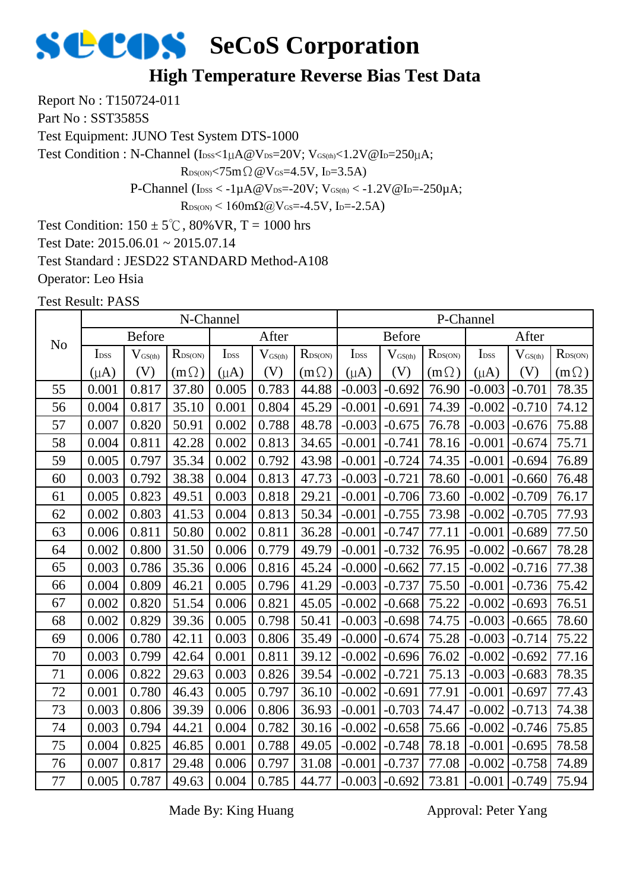# SeCoS Corporation

## High Temperature Reverse Bias Test Data

Report No : T150724-011

Part No : SST3585S

Test Equipment: JUNO Test System DTS-1000

Test Condition : N-Channel ($I_{DSS}$<1µA@$V_{DS}$=20V; $V_{GS(th)}$<1.2V@$I_D$=250µA;

$R_{DS(ON)}$<75mΩ@$V_{GS}$=4.5V, $I_D$=3.5A)

P-Channel ($I_{DSS}$ < -1µA@$V_{DS}$=-20V; $V_{GS(th)}$ < -1.2V@$I_D$=-250µA;

$R_{DS(ON)}$ < 160mΩ@$V_{GS}$=-4.5V, $I_D$=-2.5A)

Test Condition: 150 ± 5℃, 80%VR, T = 1000 hrs

Test Date: 2015.06.01 ~ 2015.07.14

Test Standard : JESD22 STANDARD Method-A108

Operator: Leo Hsia

Test Result: PASS

| No | N-Channel | | | | | | P-Channel | | | | | |
|---|---|---|---|---|---|---|---|---|---|---|---|---|
| | Before | | | After | | | Before | | | After | | |
| | $I_{DSS}$ (µA) | $V_{GS(th)}$ (V) | $R_{DS(ON)}$ (mΩ) | $I_{DSS}$ (µA) | $V_{GS(th)}$ (V) | $R_{DS(ON)}$ (mΩ) | $I_{DSS}$ (µA) | $V_{GS(th)}$ (V) | $R_{DS(ON)}$ (mΩ) | $I_{DSS}$ (µA) | $V_{GS(th)}$ (V) | $R_{DS(ON)}$ (mΩ) |
| 55 | 0.001 | 0.817 | 37.80 | 0.005 | 0.783 | 44.88 | -0.003 | -0.692 | 76.90 | -0.003 | -0.701 | 78.35 |
| 56 | 0.004 | 0.817 | 35.10 | 0.001 | 0.804 | 45.29 | -0.001 | -0.691 | 74.39 | -0.002 | -0.710 | 74.12 |
| 57 | 0.007 | 0.820 | 50.91 | 0.002 | 0.788 | 48.78 | -0.003 | -0.675 | 76.78 | -0.003 | -0.676 | 75.88 |
| 58 | 0.004 | 0.811 | 42.28 | 0.002 | 0.813 | 34.65 | -0.001 | -0.741 | 78.16 | -0.001 | -0.674 | 75.71 |
| 59 | 0.005 | 0.797 | 35.34 | 0.002 | 0.792 | 43.98 | -0.001 | -0.724 | 74.35 | -0.001 | -0.694 | 76.89 |
| 60 | 0.003 | 0.792 | 38.38 | 0.004 | 0.813 | 47.73 | -0.003 | -0.721 | 78.60 | -0.001 | -0.660 | 76.48 |
| 61 | 0.005 | 0.823 | 49.51 | 0.003 | 0.818 | 29.21 | -0.001 | -0.706 | 73.60 | -0.002 | -0.709 | 76.17 |
| 62 | 0.002 | 0.803 | 41.53 | 0.004 | 0.813 | 50.34 | -0.001 | -0.755 | 73.98 | -0.002 | -0.705 | 77.93 |
| 63 | 0.006 | 0.811 | 50.80 | 0.002 | 0.811 | 36.28 | -0.001 | -0.747 | 77.11 | -0.001 | -0.689 | 77.50 |
| 64 | 0.002 | 0.800 | 31.50 | 0.006 | 0.779 | 49.79 | -0.001 | -0.732 | 76.95 | -0.002 | -0.667 | 78.28 |
| 65 | 0.003 | 0.786 | 35.36 | 0.006 | 0.816 | 45.24 | -0.000 | -0.662 | 77.15 | -0.002 | -0.716 | 77.38 |
| 66 | 0.004 | 0.809 | 46.21 | 0.005 | 0.796 | 41.29 | -0.003 | -0.737 | 75.50 | -0.001 | -0.736 | 75.42 |
| 67 | 0.002 | 0.820 | 51.54 | 0.006 | 0.821 | 45.05 | -0.002 | -0.668 | 75.22 | -0.002 | -0.693 | 76.51 |
| 68 | 0.002 | 0.829 | 39.36 | 0.005 | 0.798 | 50.41 | -0.003 | -0.698 | 74.75 | -0.003 | -0.665 | 78.60 |
| 69 | 0.006 | 0.780 | 42.11 | 0.003 | 0.806 | 35.49 | -0.000 | -0.674 | 75.28 | -0.003 | -0.714 | 75.22 |
| 70 | 0.003 | 0.799 | 42.64 | 0.001 | 0.811 | 39.12 | -0.002 | -0.696 | 76.02 | -0.002 | -0.692 | 77.16 |
| 71 | 0.006 | 0.822 | 29.63 | 0.003 | 0.826 | 39.54 | -0.002 | -0.721 | 75.13 | -0.003 | -0.683 | 78.35 |
| 72 | 0.001 | 0.780 | 46.43 | 0.005 | 0.797 | 36.10 | -0.002 | -0.691 | 77.91 | -0.001 | -0.697 | 77.43 |
| 73 | 0.003 | 0.806 | 39.39 | 0.006 | 0.806 | 36.93 | -0.001 | -0.703 | 74.47 | -0.002 | -0.713 | 74.38 |
| 74 | 0.003 | 0.794 | 44.21 | 0.004 | 0.782 | 30.16 | -0.002 | -0.658 | 75.66 | -0.002 | -0.746 | 75.85 |
| 75 | 0.004 | 0.825 | 46.85 | 0.001 | 0.788 | 49.05 | -0.002 | -0.748 | 78.18 | -0.001 | -0.695 | 78.58 |
| 76 | 0.007 | 0.817 | 29.48 | 0.006 | 0.797 | 31.08 | -0.001 | -0.737 | 77.08 | -0.002 | -0.758 | 74.89 |
| 77 | 0.005 | 0.787 | 49.63 | 0.004 | 0.785 | 44.77 | -0.003 | -0.692 | 73.81 | -0.001 | -0.749 | 75.94 |

Made By: King Huang    Approval: Peter Yang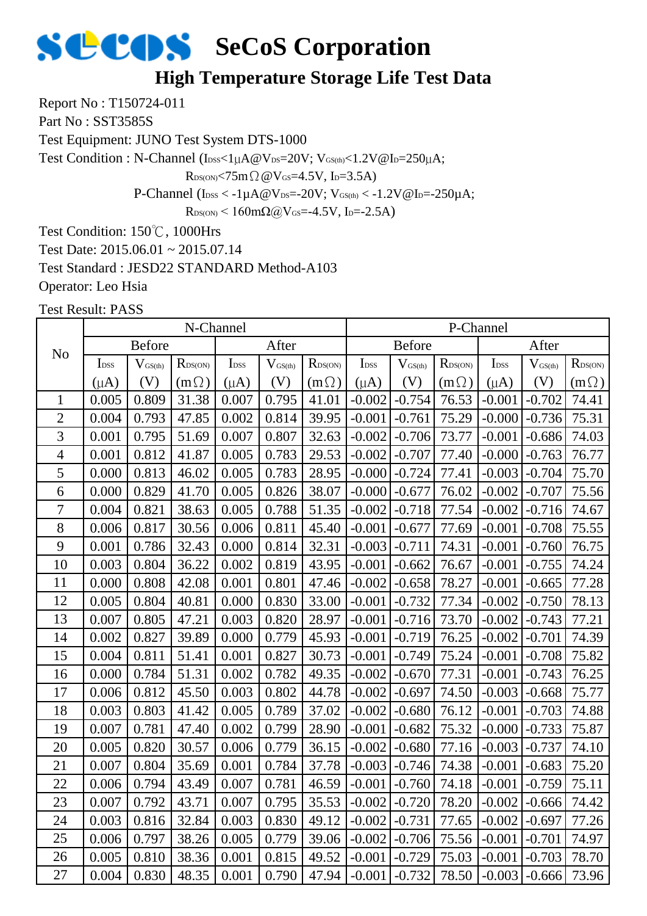# SeCoS Corporation

## High Temperature Storage Life Test Data

Report No : T150724-011

Part No : SST3585S

Test Equipment: JUNO Test System DTS-1000

Test Condition : N-Channel ($I_{DSS}$<1μA@$V_{DS}$=20V; $V_{GS(th)}$<1.2V@$I_D$=250μA;

$R_{DS(ON)}$<75mΩ@$V_{GS}$=4.5V, $I_D$=3.5A)

P-Channel ($I_{DSS}$ < -1μA@$V_{DS}$=-20V; $V_{GS(th)}$ < -1.2V@$I_D$=-250μA;

$R_{DS(ON)}$ < 160mΩ@$V_{GS}$=-4.5V, $I_D$=-2.5A)

Test Condition: 150℃, 1000Hrs

Test Date: 2015.06.01 ~ 2015.07.14

Test Standard : JESD22 STANDARD Method-A103

Operator: Leo Hsia

Test Result: PASS

| No | N-Channel | | | | | | P-Channel | | | | | |
|---|---|---|---|---|---|---|---|---|---|---|---|---|
| | Before | | | After | | | Before | | | After | | |
| | $I_{DSS}$ (μA) | $V_{GS(th)}$ (V) | $R_{DS(ON)}$ (mΩ) | $I_{DSS}$ (μA) | $V_{GS(th)}$ (V) | $R_{DS(ON)}$ (mΩ) | $I_{DSS}$ (μA) | $V_{GS(th)}$ (V) | $R_{DS(ON)}$ (mΩ) | $I_{DSS}$ (μA) | $V_{GS(th)}$ (V) | $R_{DS(ON)}$ (mΩ) |
| 1 | 0.005 | 0.809 | 31.38 | 0.007 | 0.795 | 41.01 | -0.002 | -0.754 | 76.53 | -0.001 | -0.702 | 74.41 |
| 2 | 0.004 | 0.793 | 47.85 | 0.002 | 0.814 | 39.95 | -0.001 | -0.761 | 75.29 | -0.000 | -0.736 | 75.31 |
| 3 | 0.001 | 0.795 | 51.69 | 0.007 | 0.807 | 32.63 | -0.002 | -0.706 | 73.77 | -0.001 | -0.686 | 74.03 |
| 4 | 0.001 | 0.812 | 41.87 | 0.005 | 0.783 | 29.53 | -0.002 | -0.707 | 77.40 | -0.000 | -0.763 | 76.77 |
| 5 | 0.000 | 0.813 | 46.02 | 0.005 | 0.783 | 28.95 | -0.000 | -0.724 | 77.41 | -0.003 | -0.704 | 75.70 |
| 6 | 0.000 | 0.829 | 41.70 | 0.005 | 0.826 | 38.07 | -0.000 | -0.677 | 76.02 | -0.002 | -0.707 | 75.56 |
| 7 | 0.004 | 0.821 | 38.63 | 0.005 | 0.788 | 51.35 | -0.002 | -0.718 | 77.54 | -0.002 | -0.716 | 74.67 |
| 8 | 0.006 | 0.817 | 30.56 | 0.006 | 0.811 | 45.40 | -0.001 | -0.677 | 77.69 | -0.001 | -0.708 | 75.55 |
| 9 | 0.001 | 0.786 | 32.43 | 0.000 | 0.814 | 32.31 | -0.003 | -0.711 | 74.31 | -0.001 | -0.760 | 76.75 |
| 10 | 0.003 | 0.804 | 36.22 | 0.002 | 0.819 | 43.95 | -0.001 | -0.662 | 76.67 | -0.001 | -0.755 | 74.24 |
| 11 | 0.000 | 0.808 | 42.08 | 0.001 | 0.801 | 47.46 | -0.002 | -0.658 | 78.27 | -0.001 | -0.665 | 77.28 |
| 12 | 0.005 | 0.804 | 40.81 | 0.000 | 0.830 | 33.00 | -0.001 | -0.732 | 77.34 | -0.002 | -0.750 | 78.13 |
| 13 | 0.007 | 0.805 | 47.21 | 0.003 | 0.820 | 28.97 | -0.001 | -0.716 | 73.70 | -0.002 | -0.743 | 77.21 |
| 14 | 0.002 | 0.827 | 39.89 | 0.000 | 0.779 | 45.93 | -0.001 | -0.719 | 76.25 | -0.002 | -0.701 | 74.39 |
| 15 | 0.004 | 0.811 | 51.41 | 0.001 | 0.827 | 30.73 | -0.001 | -0.749 | 75.24 | -0.001 | -0.708 | 75.82 |
| 16 | 0.000 | 0.784 | 51.31 | 0.002 | 0.782 | 49.35 | -0.002 | -0.670 | 77.31 | -0.001 | -0.743 | 76.25 |
| 17 | 0.006 | 0.812 | 45.50 | 0.003 | 0.802 | 44.78 | -0.002 | -0.697 | 74.50 | -0.003 | -0.668 | 75.77 |
| 18 | 0.003 | 0.803 | 41.42 | 0.005 | 0.789 | 37.02 | -0.002 | -0.680 | 76.12 | -0.001 | -0.703 | 74.88 |
| 19 | 0.007 | 0.781 | 47.40 | 0.002 | 0.799 | 28.90 | -0.001 | -0.682 | 75.32 | -0.000 | -0.733 | 75.87 |
| 20 | 0.005 | 0.820 | 30.57 | 0.006 | 0.779 | 36.15 | -0.002 | -0.680 | 77.16 | -0.003 | -0.737 | 74.10 |
| 21 | 0.007 | 0.804 | 35.69 | 0.001 | 0.784 | 37.78 | -0.003 | -0.746 | 74.38 | -0.001 | -0.683 | 75.20 |
| 22 | 0.006 | 0.794 | 43.49 | 0.007 | 0.781 | 46.59 | -0.001 | -0.760 | 74.18 | -0.001 | -0.759 | 75.11 |
| 23 | 0.007 | 0.792 | 43.71 | 0.007 | 0.795 | 35.53 | -0.002 | -0.720 | 78.20 | -0.002 | -0.666 | 74.42 |
| 24 | 0.003 | 0.816 | 32.84 | 0.003 | 0.830 | 49.12 | -0.002 | -0.731 | 77.65 | -0.002 | -0.697 | 77.26 |
| 25 | 0.006 | 0.797 | 38.26 | 0.005 | 0.779 | 39.06 | -0.002 | -0.706 | 75.56 | -0.001 | -0.701 | 74.97 |
| 26 | 0.005 | 0.810 | 38.36 | 0.001 | 0.815 | 49.52 | -0.001 | -0.729 | 75.03 | -0.001 | -0.703 | 78.70 |
| 27 | 0.004 | 0.830 | 48.35 | 0.001 | 0.790 | 47.94 | -0.001 | -0.732 | 78.50 | -0.003 | -0.666 | 73.96 |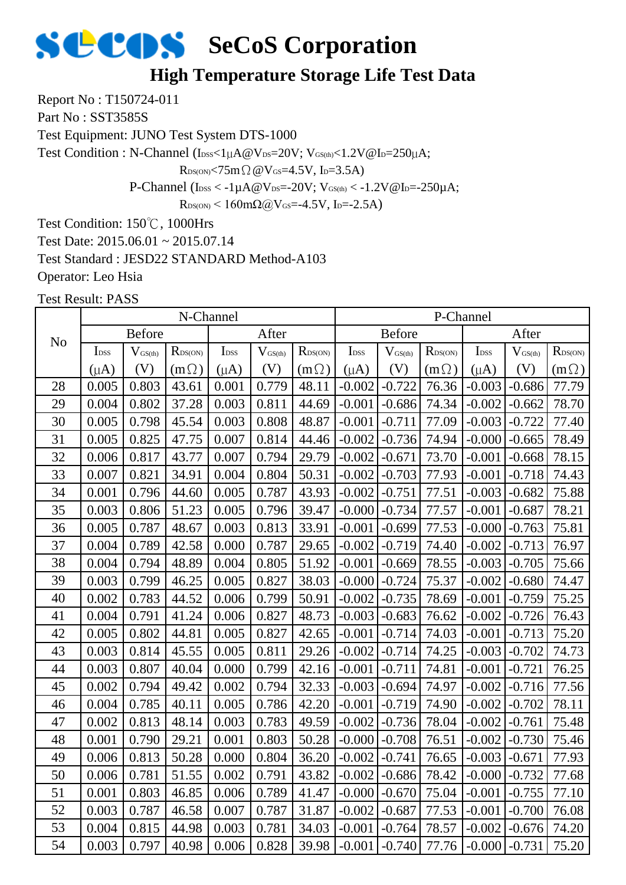# SeCoS Corporation

## High Temperature Storage Life Test Data

Report No : T150724-011

Part No : SST3585S

Test Equipment: JUNO Test System DTS-1000

Test Condition : N-Channel ($I_{DSS}$<1μA@$V_{DS}$=20V; $V_{GS(th)}$<1.2V@$I_D$=250μA;

$R_{DS(ON)}$<75mΩ@$V_{GS}$=4.5V, $I_D$=3.5A)

P-Channel ($I_{DSS}$ < -1μA@$V_{DS}$=-20V; $V_{GS(th)}$ < -1.2V@$I_D$=-250μA;

$R_{DS(ON)}$ < 160mΩ@$V_{GS}$=-4.5V, $I_D$=-2.5A)

Test Condition: 150℃, 1000Hrs

Test Date: 2015.06.01 ~ 2015.07.14

Test Standard : JESD22 STANDARD Method-A103

Operator: Leo Hsia

Test Result: PASS

| No | N-Channel | | | | | | P-Channel | | | | | |
|---|---|---|---|---|---|---|---|---|---|---|---|---|
| | Before | | | After | | | Before | | | After | | |
| | $I_{DSS}$ (μA) | $V_{GS(th)}$ (V) | $R_{DS(ON)}$ (mΩ) | $I_{DSS}$ (μA) | $V_{GS(th)}$ (V) | $R_{DS(ON)}$ (mΩ) | $I_{DSS}$ (μA) | $V_{GS(th)}$ (V) | $R_{DS(ON)}$ (mΩ) | $I_{DSS}$ (μA) | $V_{GS(th)}$ (V) | $R_{DS(ON)}$ (mΩ) |
| 28 | 0.005 | 0.803 | 43.61 | 0.001 | 0.779 | 48.11 | -0.002 | -0.722 | 76.36 | -0.003 | -0.686 | 77.79 |
| 29 | 0.004 | 0.802 | 37.28 | 0.003 | 0.811 | 44.69 | -0.001 | -0.686 | 74.34 | -0.002 | -0.662 | 78.70 |
| 30 | 0.005 | 0.798 | 45.54 | 0.003 | 0.808 | 48.87 | -0.001 | -0.711 | 77.09 | -0.003 | -0.722 | 77.40 |
| 31 | 0.005 | 0.825 | 47.75 | 0.007 | 0.814 | 44.46 | -0.002 | -0.736 | 74.94 | -0.000 | -0.665 | 78.49 |
| 32 | 0.006 | 0.817 | 43.77 | 0.007 | 0.794 | 29.79 | -0.002 | -0.671 | 73.70 | -0.001 | -0.668 | 78.15 |
| 33 | 0.007 | 0.821 | 34.91 | 0.004 | 0.804 | 50.31 | -0.002 | -0.703 | 77.93 | -0.001 | -0.718 | 74.43 |
| 34 | 0.001 | 0.796 | 44.60 | 0.005 | 0.787 | 43.93 | -0.002 | -0.751 | 77.51 | -0.003 | -0.682 | 75.88 |
| 35 | 0.003 | 0.806 | 51.23 | 0.005 | 0.796 | 39.47 | -0.000 | -0.734 | 77.57 | -0.001 | -0.687 | 78.21 |
| 36 | 0.005 | 0.787 | 48.67 | 0.003 | 0.813 | 33.91 | -0.001 | -0.699 | 77.53 | -0.000 | -0.763 | 75.81 |
| 37 | 0.004 | 0.789 | 42.58 | 0.000 | 0.787 | 29.65 | -0.002 | -0.719 | 74.40 | -0.002 | -0.713 | 76.97 |
| 38 | 0.004 | 0.794 | 48.89 | 0.004 | 0.805 | 51.92 | -0.001 | -0.669 | 78.55 | -0.003 | -0.705 | 75.66 |
| 39 | 0.003 | 0.799 | 46.25 | 0.005 | 0.827 | 38.03 | -0.000 | -0.724 | 75.37 | -0.002 | -0.680 | 74.47 |
| 40 | 0.002 | 0.783 | 44.52 | 0.006 | 0.799 | 50.91 | -0.002 | -0.735 | 78.69 | -0.001 | -0.759 | 75.25 |
| 41 | 0.004 | 0.791 | 41.24 | 0.006 | 0.827 | 48.73 | -0.003 | -0.683 | 76.62 | -0.002 | -0.726 | 76.43 |
| 42 | 0.005 | 0.802 | 44.81 | 0.005 | 0.827 | 42.65 | -0.001 | -0.714 | 74.03 | -0.001 | -0.713 | 75.20 |
| 43 | 0.003 | 0.814 | 45.55 | 0.005 | 0.811 | 29.26 | -0.002 | -0.714 | 74.25 | -0.003 | -0.702 | 74.73 |
| 44 | 0.003 | 0.807 | 40.04 | 0.000 | 0.799 | 42.16 | -0.001 | -0.711 | 74.81 | -0.001 | -0.721 | 76.25 |
| 45 | 0.002 | 0.794 | 49.42 | 0.002 | 0.794 | 32.33 | -0.003 | -0.694 | 74.97 | -0.002 | -0.716 | 77.56 |
| 46 | 0.004 | 0.785 | 40.11 | 0.005 | 0.786 | 42.20 | -0.001 | -0.719 | 74.90 | -0.002 | -0.702 | 78.11 |
| 47 | 0.002 | 0.813 | 48.14 | 0.003 | 0.783 | 49.59 | -0.002 | -0.736 | 78.04 | -0.002 | -0.761 | 75.48 |
| 48 | 0.001 | 0.790 | 29.21 | 0.001 | 0.803 | 50.28 | -0.000 | -0.708 | 76.51 | -0.002 | -0.730 | 75.46 |
| 49 | 0.006 | 0.813 | 50.28 | 0.000 | 0.804 | 36.20 | -0.002 | -0.741 | 76.65 | -0.003 | -0.671 | 77.93 |
| 50 | 0.006 | 0.781 | 51.55 | 0.002 | 0.791 | 43.82 | -0.002 | -0.686 | 78.42 | -0.000 | -0.732 | 77.68 |
| 51 | 0.001 | 0.803 | 46.85 | 0.006 | 0.789 | 41.47 | -0.000 | -0.670 | 75.04 | -0.001 | -0.755 | 77.10 |
| 52 | 0.003 | 0.787 | 46.58 | 0.007 | 0.787 | 31.87 | -0.002 | -0.687 | 77.53 | -0.001 | -0.700 | 76.08 |
| 53 | 0.004 | 0.815 | 44.98 | 0.003 | 0.781 | 34.03 | -0.001 | -0.764 | 78.57 | -0.002 | -0.676 | 74.20 |
| 54 | 0.003 | 0.797 | 40.98 | 0.006 | 0.828 | 39.98 | -0.001 | -0.740 | 77.76 | -0.000 | -0.731 | 75.20 |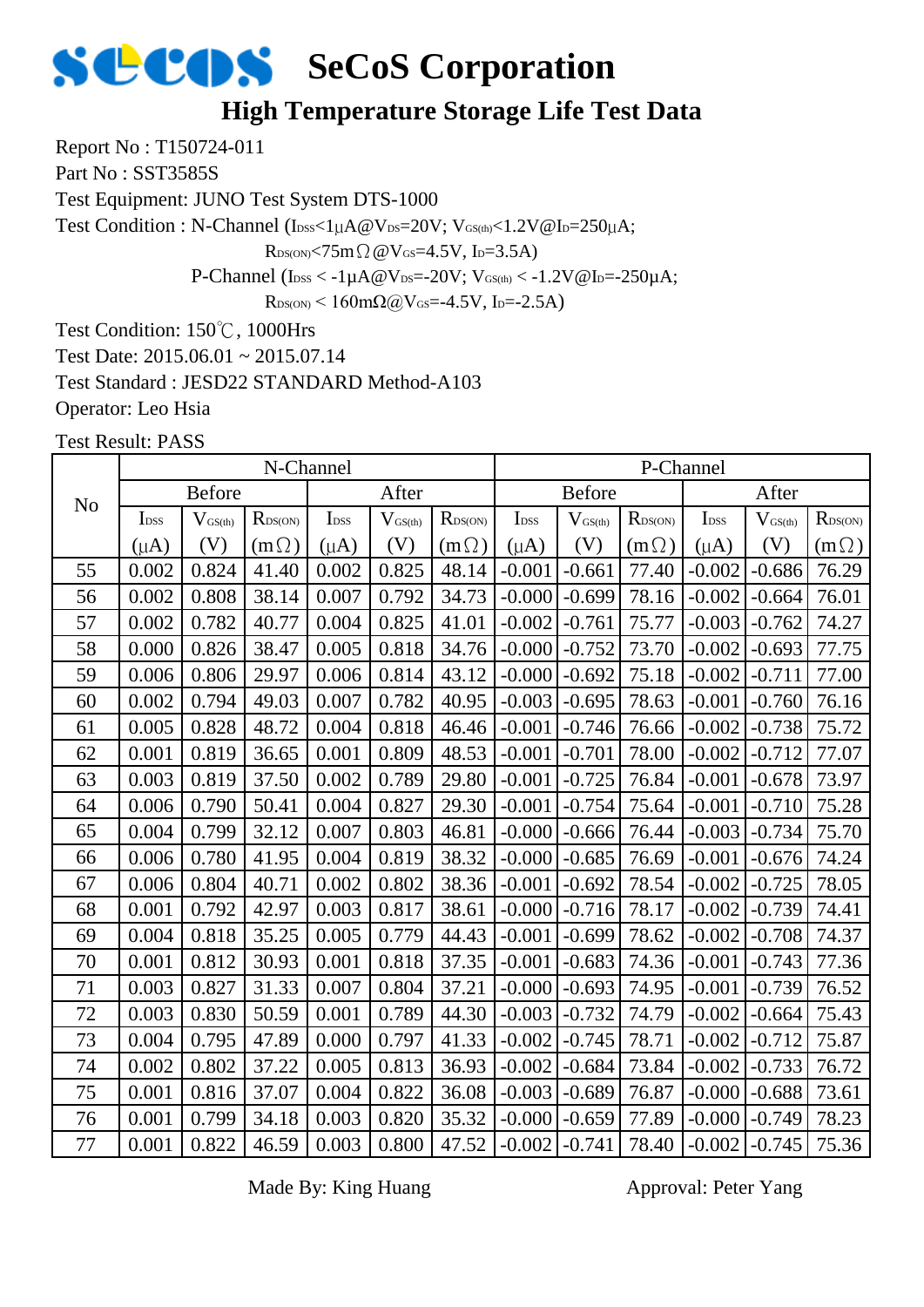# SeCoS Corporation

## High Temperature Storage Life Test Data

Report No : T150724-011

Part No : SST3585S

Test Equipment: JUNO Test System DTS-1000

Test Condition : N-Channel ($I_{DSS}$<1μA@$V_{DS}$=20V; $V_{GS(th)}$<1.2V@$I_D$=250μA;

$R_{DS(ON)}$<75mΩ@$V_{GS}$=4.5V, $I_D$=3.5A)

P-Channel ($I_{DSS}$ < -1μA@$V_{DS}$=-20V; $V_{GS(th)}$ < -1.2V@$I_D$=-250μA;

$R_{DS(ON)}$ < 160mΩ@$V_{GS}$=-4.5V, $I_D$=-2.5A)

Test Condition: 150℃, 1000Hrs

Test Date: 2015.06.01 ~ 2015.07.14

Test Standard : JESD22 STANDARD Method-A103

Operator: Leo Hsia

Test Result: PASS

| No | N-Channel | | | | | | P-Channel | | | | | |
|---|---|---|---|---|---|---|---|---|---|---|---|---|
| | Before | | | After | | | Before | | | After | | |
| | $I_{DSS}$ (μA) | $V_{GS(th)}$ (V) | $R_{DS(ON)}$ (mΩ) | $I_{DSS}$ (μA) | $V_{GS(th)}$ (V) | $R_{DS(ON)}$ (mΩ) | $I_{DSS}$ (μA) | $V_{GS(th)}$ (V) | $R_{DS(ON)}$ (mΩ) | $I_{DSS}$ (μA) | $V_{GS(th)}$ (V) | $R_{DS(ON)}$ (mΩ) |
| 55 | 0.002 | 0.824 | 41.40 | 0.002 | 0.825 | 48.14 | -0.001 | -0.661 | 77.40 | -0.002 | -0.686 | 76.29 |
| 56 | 0.002 | 0.808 | 38.14 | 0.007 | 0.792 | 34.73 | -0.000 | -0.699 | 78.16 | -0.002 | -0.664 | 76.01 |
| 57 | 0.002 | 0.782 | 40.77 | 0.004 | 0.825 | 41.01 | -0.002 | -0.761 | 75.77 | -0.003 | -0.762 | 74.27 |
| 58 | 0.000 | 0.826 | 38.47 | 0.005 | 0.818 | 34.76 | -0.000 | -0.752 | 73.70 | -0.002 | -0.693 | 77.75 |
| 59 | 0.006 | 0.806 | 29.97 | 0.006 | 0.814 | 43.12 | -0.000 | -0.692 | 75.18 | -0.002 | -0.711 | 77.00 |
| 60 | 0.002 | 0.794 | 49.03 | 0.007 | 0.782 | 40.95 | -0.003 | -0.695 | 78.63 | -0.001 | -0.760 | 76.16 |
| 61 | 0.005 | 0.828 | 48.72 | 0.004 | 0.818 | 46.46 | -0.001 | -0.746 | 76.66 | -0.002 | -0.738 | 75.72 |
| 62 | 0.001 | 0.819 | 36.65 | 0.001 | 0.809 | 48.53 | -0.001 | -0.701 | 78.00 | -0.002 | -0.712 | 77.07 |
| 63 | 0.003 | 0.819 | 37.50 | 0.002 | 0.789 | 29.80 | -0.001 | -0.725 | 76.84 | -0.001 | -0.678 | 73.97 |
| 64 | 0.006 | 0.790 | 50.41 | 0.004 | 0.827 | 29.30 | -0.001 | -0.754 | 75.64 | -0.001 | -0.710 | 75.28 |
| 65 | 0.004 | 0.799 | 32.12 | 0.007 | 0.803 | 46.81 | -0.000 | -0.666 | 76.44 | -0.003 | -0.734 | 75.70 |
| 66 | 0.006 | 0.780 | 41.95 | 0.004 | 0.819 | 38.32 | -0.000 | -0.685 | 76.69 | -0.001 | -0.676 | 74.24 |
| 67 | 0.006 | 0.804 | 40.71 | 0.002 | 0.802 | 38.36 | -0.001 | -0.692 | 78.54 | -0.002 | -0.725 | 78.05 |
| 68 | 0.001 | 0.792 | 42.97 | 0.003 | 0.817 | 38.61 | -0.000 | -0.716 | 78.17 | -0.002 | -0.739 | 74.41 |
| 69 | 0.004 | 0.818 | 35.25 | 0.005 | 0.779 | 44.43 | -0.001 | -0.699 | 78.62 | -0.002 | -0.708 | 74.37 |
| 70 | 0.001 | 0.812 | 30.93 | 0.001 | 0.818 | 37.35 | -0.001 | -0.683 | 74.36 | -0.001 | -0.743 | 77.36 |
| 71 | 0.003 | 0.827 | 31.33 | 0.007 | 0.804 | 37.21 | -0.000 | -0.693 | 74.95 | -0.001 | -0.739 | 76.52 |
| 72 | 0.003 | 0.830 | 50.59 | 0.001 | 0.789 | 44.30 | -0.003 | -0.732 | 74.79 | -0.002 | -0.664 | 75.43 |
| 73 | 0.004 | 0.795 | 47.89 | 0.000 | 0.797 | 41.33 | -0.002 | -0.745 | 78.71 | -0.002 | -0.712 | 75.87 |
| 74 | 0.002 | 0.802 | 37.22 | 0.005 | 0.813 | 36.93 | -0.002 | -0.684 | 73.84 | -0.002 | -0.733 | 76.72 |
| 75 | 0.001 | 0.816 | 37.07 | 0.004 | 0.822 | 36.08 | -0.003 | -0.689 | 76.87 | -0.000 | -0.688 | 73.61 |
| 76 | 0.001 | 0.799 | 34.18 | 0.003 | 0.820 | 35.32 | -0.000 | -0.659 | 77.89 | -0.000 | -0.749 | 78.23 |
| 77 | 0.001 | 0.822 | 46.59 | 0.003 | 0.800 | 47.52 | -0.002 | -0.741 | 78.40 | -0.002 | -0.745 | 75.36 |

Made By: King Huang　　　　Approval: Peter Yang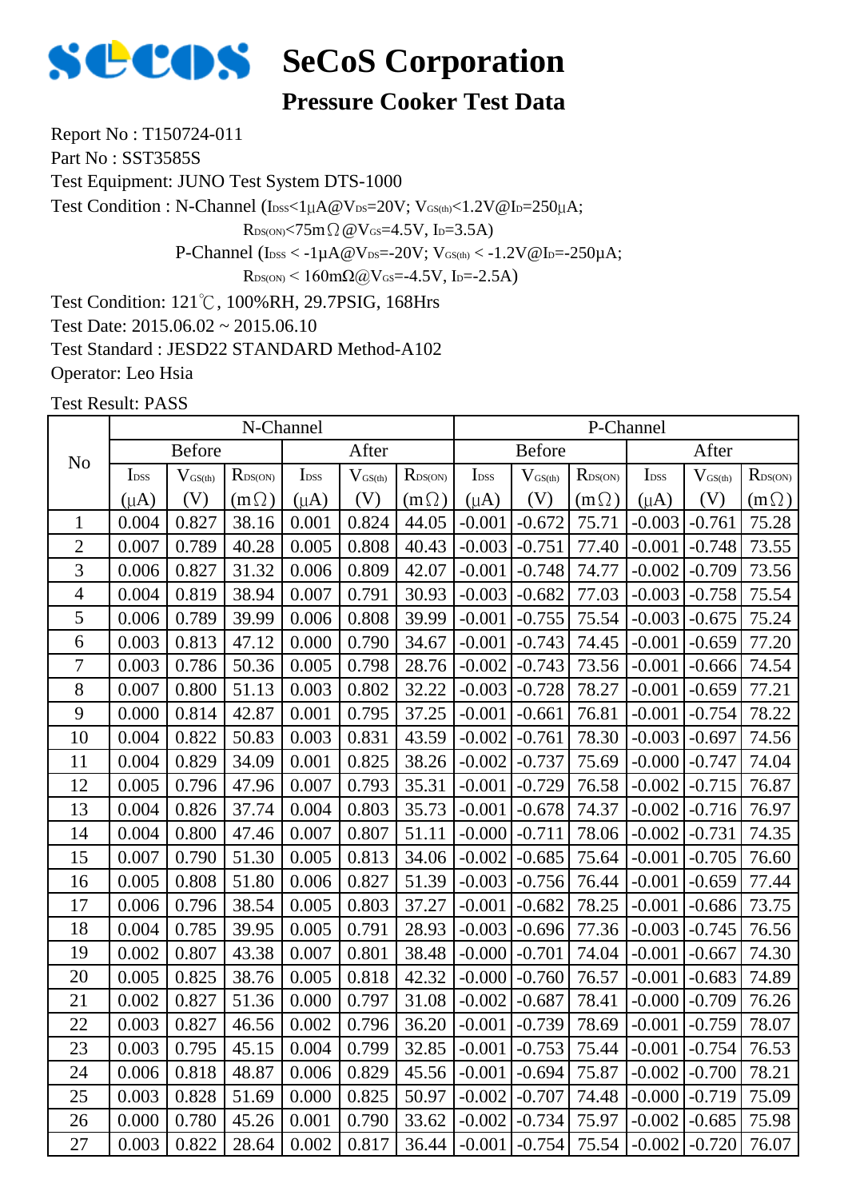# SeCoS Corporation

## Pressure Cooker Test Data

Report No : T150724-011

Part No : SST3585S

Test Equipment: JUNO Test System DTS-1000

Test Condition : N-Channel ($I_{DSS}$<1μA@$V_{DS}$=20V; $V_{GS(th)}$<1.2V@$I_D$=250μA;

$R_{DS(ON)}$<75mΩ@$V_{GS}$=4.5V, $I_D$=3.5A)

P-Channel ($I_{DSS}$ < -1μA@$V_{DS}$=-20V; $V_{GS(th)}$ < -1.2V@$I_D$=-250μA;

$R_{DS(ON)}$ < 160mΩ@$V_{GS}$=-4.5V, $I_D$=-2.5A)

Test Condition: 121℃, 100%RH, 29.7PSIG, 168Hrs

Test Date: 2015.06.02 ~ 2015.06.10

Test Standard : JESD22 STANDARD Method-A102

Operator: Leo Hsia

Test Result: PASS

| No | N-Channel | | | | | | P-Channel | | | | | |
|---|---|---|---|---|---|---|---|---|---|---|---|---|
| | Before | | | After | | | Before | | | After | | |
| | $I_{DSS}$ (μA) | $V_{GS(th)}$ (V) | $R_{DS(ON)}$ (mΩ) | $I_{DSS}$ (μA) | $V_{GS(th)}$ (V) | $R_{DS(ON)}$ (mΩ) | $I_{DSS}$ (μA) | $V_{GS(th)}$ (V) | $R_{DS(ON)}$ (mΩ) | $I_{DSS}$ (μA) | $V_{GS(th)}$ (V) | $R_{DS(ON)}$ (mΩ) |
| 1 | 0.004 | 0.827 | 38.16 | 0.001 | 0.824 | 44.05 | -0.001 | -0.672 | 75.71 | -0.003 | -0.761 | 75.28 |
| 2 | 0.007 | 0.789 | 40.28 | 0.005 | 0.808 | 40.43 | -0.003 | -0.751 | 77.40 | -0.001 | -0.748 | 73.55 |
| 3 | 0.006 | 0.827 | 31.32 | 0.006 | 0.809 | 42.07 | -0.001 | -0.748 | 74.77 | -0.002 | -0.709 | 73.56 |
| 4 | 0.004 | 0.819 | 38.94 | 0.007 | 0.791 | 30.93 | -0.003 | -0.682 | 77.03 | -0.003 | -0.758 | 75.54 |
| 5 | 0.006 | 0.789 | 39.99 | 0.006 | 0.808 | 39.99 | -0.001 | -0.755 | 75.54 | -0.003 | -0.675 | 75.24 |
| 6 | 0.003 | 0.813 | 47.12 | 0.000 | 0.790 | 34.67 | -0.001 | -0.743 | 74.45 | -0.001 | -0.659 | 77.20 |
| 7 | 0.003 | 0.786 | 50.36 | 0.005 | 0.798 | 28.76 | -0.002 | -0.743 | 73.56 | -0.001 | -0.666 | 74.54 |
| 8 | 0.007 | 0.800 | 51.13 | 0.003 | 0.802 | 32.22 | -0.003 | -0.728 | 78.27 | -0.001 | -0.659 | 77.21 |
| 9 | 0.000 | 0.814 | 42.87 | 0.001 | 0.795 | 37.25 | -0.001 | -0.661 | 76.81 | -0.001 | -0.754 | 78.22 |
| 10 | 0.004 | 0.822 | 50.83 | 0.003 | 0.831 | 43.59 | -0.002 | -0.761 | 78.30 | -0.003 | -0.697 | 74.56 |
| 11 | 0.004 | 0.829 | 34.09 | 0.001 | 0.825 | 38.26 | -0.002 | -0.737 | 75.69 | -0.000 | -0.747 | 74.04 |
| 12 | 0.005 | 0.796 | 47.96 | 0.007 | 0.793 | 35.31 | -0.001 | -0.729 | 76.58 | -0.002 | -0.715 | 76.87 |
| 13 | 0.004 | 0.826 | 37.74 | 0.004 | 0.803 | 35.73 | -0.001 | -0.678 | 74.37 | -0.002 | -0.716 | 76.97 |
| 14 | 0.004 | 0.800 | 47.46 | 0.007 | 0.807 | 51.11 | -0.000 | -0.711 | 78.06 | -0.002 | -0.731 | 74.35 |
| 15 | 0.007 | 0.790 | 51.30 | 0.005 | 0.813 | 34.06 | -0.002 | -0.685 | 75.64 | -0.001 | -0.705 | 76.60 |
| 16 | 0.005 | 0.808 | 51.80 | 0.006 | 0.827 | 51.39 | -0.003 | -0.756 | 76.44 | -0.001 | -0.659 | 77.44 |
| 17 | 0.006 | 0.796 | 38.54 | 0.005 | 0.803 | 37.27 | -0.001 | -0.682 | 78.25 | -0.001 | -0.686 | 73.75 |
| 18 | 0.004 | 0.785 | 39.95 | 0.005 | 0.791 | 28.93 | -0.003 | -0.696 | 77.36 | -0.003 | -0.745 | 76.56 |
| 19 | 0.002 | 0.807 | 43.38 | 0.007 | 0.801 | 38.48 | -0.000 | -0.701 | 74.04 | -0.001 | -0.667 | 74.30 |
| 20 | 0.005 | 0.825 | 38.76 | 0.005 | 0.818 | 42.32 | -0.000 | -0.760 | 76.57 | -0.001 | -0.683 | 74.89 |
| 21 | 0.002 | 0.827 | 51.36 | 0.000 | 0.797 | 31.08 | -0.002 | -0.687 | 78.41 | -0.000 | -0.709 | 76.26 |
| 22 | 0.003 | 0.827 | 46.56 | 0.002 | 0.796 | 36.20 | -0.001 | -0.739 | 78.69 | -0.001 | -0.759 | 78.07 |
| 23 | 0.003 | 0.795 | 45.15 | 0.004 | 0.799 | 32.85 | -0.001 | -0.753 | 75.44 | -0.001 | -0.754 | 76.53 |
| 24 | 0.006 | 0.818 | 48.87 | 0.006 | 0.829 | 45.56 | -0.001 | -0.694 | 75.87 | -0.002 | -0.700 | 78.21 |
| 25 | 0.003 | 0.828 | 51.69 | 0.000 | 0.825 | 50.97 | -0.002 | -0.707 | 74.48 | -0.000 | -0.719 | 75.09 |
| 26 | 0.000 | 0.780 | 45.26 | 0.001 | 0.790 | 33.62 | -0.002 | -0.734 | 75.97 | -0.002 | -0.685 | 75.98 |
| 27 | 0.003 | 0.822 | 28.64 | 0.002 | 0.817 | 36.44 | -0.001 | -0.754 | 75.54 | -0.002 | -0.720 | 76.07 |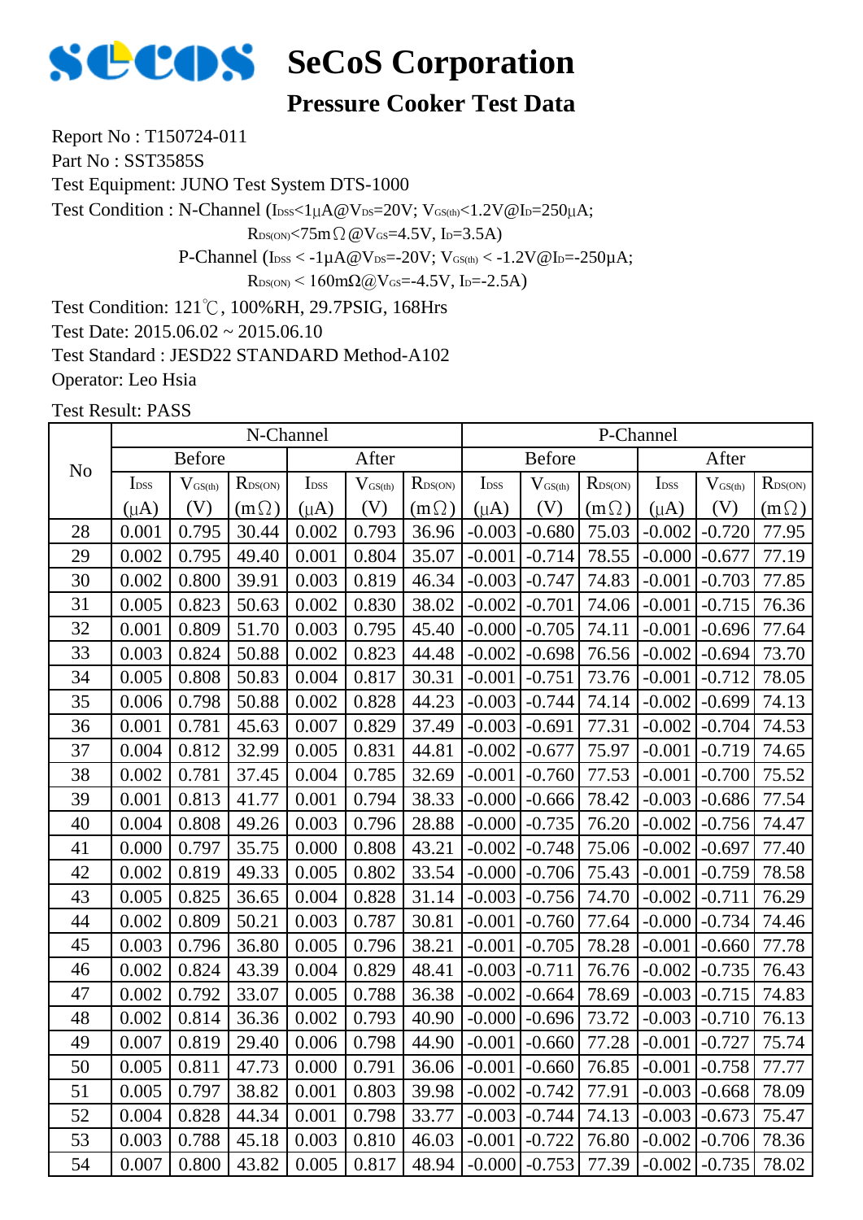# SeCoS Corporation

## Pressure Cooker Test Data

Report No : T150724-011

Part No : SST3585S

Test Equipment: JUNO Test System DTS-1000

Test Condition : N-Channel ($I_{DSS}$<1μA@$V_{DS}$=20V; $V_{GS(th)}$<1.2V@$I_D$=250μA;

$R_{DS(ON)}$<75mΩ@$V_{GS}$=4.5V, $I_D$=3.5A)

P-Channel ($I_{DSS}$ < -1μA@$V_{DS}$=-20V; $V_{GS(th)}$ < -1.2V@$I_D$=-250μA;

$R_{DS(ON)}$ < 160mΩ@$V_{GS}$=-4.5V, $I_D$=-2.5A)

Test Condition: 121℃, 100%RH, 29.7PSIG, 168Hrs

Test Date: 2015.06.02 ~ 2015.06.10

Test Standard : JESD22 STANDARD Method-A102

Operator: Leo Hsia

Test Result: PASS

| No | N-Channel | | | | | | P-Channel | | | | | |
|---|---|---|---|---|---|---|---|---|---|---|---|---|
| | Before | | | After | | | Before | | | After | | |
| | $I_{DSS}$ (μA) | $V_{GS(th)}$ (V) | $R_{DS(ON)}$ (mΩ) | $I_{DSS}$ (μA) | $V_{GS(th)}$ (V) | $R_{DS(ON)}$ (mΩ) | $I_{DSS}$ (μA) | $V_{GS(th)}$ (V) | $R_{DS(ON)}$ (mΩ) | $I_{DSS}$ (μA) | $V_{GS(th)}$ (V) | $R_{DS(ON)}$ (mΩ) |
| 28 | 0.001 | 0.795 | 30.44 | 0.002 | 0.793 | 36.96 | -0.003 | -0.680 | 75.03 | -0.002 | -0.720 | 77.95 |
| 29 | 0.002 | 0.795 | 49.40 | 0.001 | 0.804 | 35.07 | -0.001 | -0.714 | 78.55 | -0.000 | -0.677 | 77.19 |
| 30 | 0.002 | 0.800 | 39.91 | 0.003 | 0.819 | 46.34 | -0.003 | -0.747 | 74.83 | -0.001 | -0.703 | 77.85 |
| 31 | 0.005 | 0.823 | 50.63 | 0.002 | 0.830 | 38.02 | -0.002 | -0.701 | 74.06 | -0.001 | -0.715 | 76.36 |
| 32 | 0.001 | 0.809 | 51.70 | 0.003 | 0.795 | 45.40 | -0.000 | -0.705 | 74.11 | -0.001 | -0.696 | 77.64 |
| 33 | 0.003 | 0.824 | 50.88 | 0.002 | 0.823 | 44.48 | -0.002 | -0.698 | 76.56 | -0.002 | -0.694 | 73.70 |
| 34 | 0.005 | 0.808 | 50.83 | 0.004 | 0.817 | 30.31 | -0.001 | -0.751 | 73.76 | -0.001 | -0.712 | 78.05 |
| 35 | 0.006 | 0.798 | 50.88 | 0.002 | 0.828 | 44.23 | -0.003 | -0.744 | 74.14 | -0.002 | -0.699 | 74.13 |
| 36 | 0.001 | 0.781 | 45.63 | 0.007 | 0.829 | 37.49 | -0.003 | -0.691 | 77.31 | -0.002 | -0.704 | 74.53 |
| 37 | 0.004 | 0.812 | 32.99 | 0.005 | 0.831 | 44.81 | -0.002 | -0.677 | 75.97 | -0.001 | -0.719 | 74.65 |
| 38 | 0.002 | 0.781 | 37.45 | 0.004 | 0.785 | 32.69 | -0.001 | -0.760 | 77.53 | -0.001 | -0.700 | 75.52 |
| 39 | 0.001 | 0.813 | 41.77 | 0.001 | 0.794 | 38.33 | -0.000 | -0.666 | 78.42 | -0.003 | -0.686 | 77.54 |
| 40 | 0.004 | 0.808 | 49.26 | 0.003 | 0.796 | 28.88 | -0.000 | -0.735 | 76.20 | -0.002 | -0.756 | 74.47 |
| 41 | 0.000 | 0.797 | 35.75 | 0.000 | 0.808 | 43.21 | -0.002 | -0.748 | 75.06 | -0.002 | -0.697 | 77.40 |
| 42 | 0.002 | 0.819 | 49.33 | 0.005 | 0.802 | 33.54 | -0.000 | -0.706 | 75.43 | -0.001 | -0.759 | 78.58 |
| 43 | 0.005 | 0.825 | 36.65 | 0.004 | 0.828 | 31.14 | -0.003 | -0.756 | 74.70 | -0.002 | -0.711 | 76.29 |
| 44 | 0.002 | 0.809 | 50.21 | 0.003 | 0.787 | 30.81 | -0.001 | -0.760 | 77.64 | -0.000 | -0.734 | 74.46 |
| 45 | 0.003 | 0.796 | 36.80 | 0.005 | 0.796 | 38.21 | -0.001 | -0.705 | 78.28 | -0.001 | -0.660 | 77.78 |
| 46 | 0.002 | 0.824 | 43.39 | 0.004 | 0.829 | 48.41 | -0.003 | -0.711 | 76.76 | -0.002 | -0.735 | 76.43 |
| 47 | 0.002 | 0.792 | 33.07 | 0.005 | 0.788 | 36.38 | -0.002 | -0.664 | 78.69 | -0.003 | -0.715 | 74.83 |
| 48 | 0.002 | 0.814 | 36.36 | 0.002 | 0.793 | 40.90 | -0.000 | -0.696 | 73.72 | -0.003 | -0.710 | 76.13 |
| 49 | 0.007 | 0.819 | 29.40 | 0.006 | 0.798 | 44.90 | -0.001 | -0.660 | 77.28 | -0.001 | -0.727 | 75.74 |
| 50 | 0.005 | 0.811 | 47.73 | 0.000 | 0.791 | 36.06 | -0.001 | -0.660 | 76.85 | -0.001 | -0.758 | 77.77 |
| 51 | 0.005 | 0.797 | 38.82 | 0.001 | 0.803 | 39.98 | -0.002 | -0.742 | 77.91 | -0.003 | -0.668 | 78.09 |
| 52 | 0.004 | 0.828 | 44.34 | 0.001 | 0.798 | 33.77 | -0.003 | -0.744 | 74.13 | -0.003 | -0.673 | 75.47 |
| 53 | 0.003 | 0.788 | 45.18 | 0.003 | 0.810 | 46.03 | -0.001 | -0.722 | 76.80 | -0.002 | -0.706 | 78.36 |
| 54 | 0.007 | 0.800 | 43.82 | 0.005 | 0.817 | 48.94 | -0.000 | -0.753 | 77.39 | -0.002 | -0.735 | 78.02 |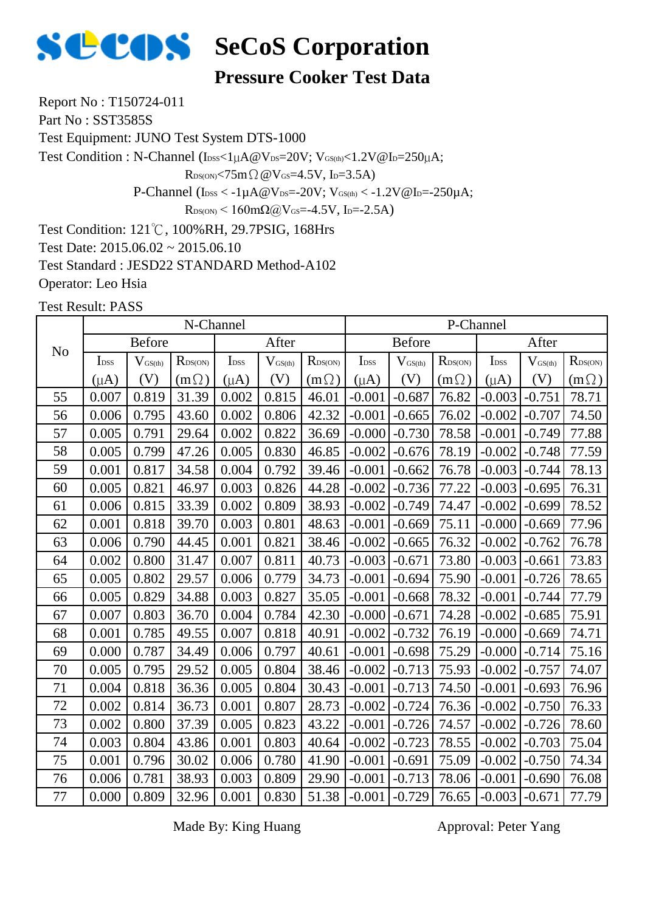# SeCoS Corporation

## Pressure Cooker Test Data

Report No : T150724-011

Part No : SST3585S

Test Equipment: JUNO Test System DTS-1000

Test Condition : N-Channel ($I_{DSS}$<1μA@$V_{DS}$=20V; $V_{GS(th)}$<1.2V@$I_D$=250μA;

$R_{DS(ON)}$<75mΩ@$V_{GS}$=4.5V, $I_D$=3.5A)

P-Channel ($I_{DSS}$ < -1μA@$V_{DS}$=-20V; $V_{GS(th)}$ < -1.2V@$I_D$=-250μA;

$R_{DS(ON)}$ < 160mΩ@$V_{GS}$=-4.5V, $I_D$=-2.5A)

Test Condition: 121℃, 100%RH, 29.7PSIG, 168Hrs

Test Date: 2015.06.02 ~ 2015.06.10

Test Standard : JESD22 STANDARD Method-A102

Operator: Leo Hsia

Test Result: PASS

| No | N-Channel | | | | | | P-Channel | | | | | |
|---|---|---|---|---|---|---|---|---|---|---|---|---|
| | Before | | | After | | | Before | | | After | | |
| | $I_{DSS}$ (μA) | $V_{GS(th)}$ (V) | $R_{DS(ON)}$ (mΩ) | $I_{DSS}$ (μA) | $V_{GS(th)}$ (V) | $R_{DS(ON)}$ (mΩ) | $I_{DSS}$ (μA) | $V_{GS(th)}$ (V) | $R_{DS(ON)}$ (mΩ) | $I_{DSS}$ (μA) | $V_{GS(th)}$ (V) | $R_{DS(ON)}$ (mΩ) |
| 55 | 0.007 | 0.819 | 31.39 | 0.002 | 0.815 | 46.01 | -0.001 | -0.687 | 76.82 | -0.003 | -0.751 | 78.71 |
| 56 | 0.006 | 0.795 | 43.60 | 0.002 | 0.806 | 42.32 | -0.001 | -0.665 | 76.02 | -0.002 | -0.707 | 74.50 |
| 57 | 0.005 | 0.791 | 29.64 | 0.002 | 0.822 | 36.69 | -0.000 | -0.730 | 78.58 | -0.001 | -0.749 | 77.88 |
| 58 | 0.005 | 0.799 | 47.26 | 0.005 | 0.830 | 46.85 | -0.002 | -0.676 | 78.19 | -0.002 | -0.748 | 77.59 |
| 59 | 0.001 | 0.817 | 34.58 | 0.004 | 0.792 | 39.46 | -0.001 | -0.662 | 76.78 | -0.003 | -0.744 | 78.13 |
| 60 | 0.005 | 0.821 | 46.97 | 0.003 | 0.826 | 44.28 | -0.002 | -0.736 | 77.22 | -0.003 | -0.695 | 76.31 |
| 61 | 0.006 | 0.815 | 33.39 | 0.002 | 0.809 | 38.93 | -0.002 | -0.749 | 74.47 | -0.002 | -0.699 | 78.52 |
| 62 | 0.001 | 0.818 | 39.70 | 0.003 | 0.801 | 48.63 | -0.001 | -0.669 | 75.11 | -0.000 | -0.669 | 77.96 |
| 63 | 0.006 | 0.790 | 44.45 | 0.001 | 0.821 | 38.46 | -0.002 | -0.665 | 76.32 | -0.002 | -0.762 | 76.78 |
| 64 | 0.002 | 0.800 | 31.47 | 0.007 | 0.811 | 40.73 | -0.003 | -0.671 | 73.80 | -0.003 | -0.661 | 73.83 |
| 65 | 0.005 | 0.802 | 29.57 | 0.006 | 0.779 | 34.73 | -0.001 | -0.694 | 75.90 | -0.001 | -0.726 | 78.65 |
| 66 | 0.005 | 0.829 | 34.88 | 0.003 | 0.827 | 35.05 | -0.001 | -0.668 | 78.32 | -0.001 | -0.744 | 77.79 |
| 67 | 0.007 | 0.803 | 36.70 | 0.004 | 0.784 | 42.30 | -0.000 | -0.671 | 74.28 | -0.002 | -0.685 | 75.91 |
| 68 | 0.001 | 0.785 | 49.55 | 0.007 | 0.818 | 40.91 | -0.002 | -0.732 | 76.19 | -0.000 | -0.669 | 74.71 |
| 69 | 0.000 | 0.787 | 34.49 | 0.006 | 0.797 | 40.61 | -0.001 | -0.698 | 75.29 | -0.000 | -0.714 | 75.16 |
| 70 | 0.005 | 0.795 | 29.52 | 0.005 | 0.804 | 38.46 | -0.002 | -0.713 | 75.93 | -0.002 | -0.757 | 74.07 |
| 71 | 0.004 | 0.818 | 36.36 | 0.005 | 0.804 | 30.43 | -0.001 | -0.713 | 74.50 | -0.001 | -0.693 | 76.96 |
| 72 | 0.002 | 0.814 | 36.73 | 0.001 | 0.807 | 28.73 | -0.002 | -0.724 | 76.36 | -0.002 | -0.750 | 76.33 |
| 73 | 0.002 | 0.800 | 37.39 | 0.005 | 0.823 | 43.22 | -0.001 | -0.726 | 74.57 | -0.002 | -0.726 | 78.60 |
| 74 | 0.003 | 0.804 | 43.86 | 0.001 | 0.803 | 40.64 | -0.002 | -0.723 | 78.55 | -0.002 | -0.703 | 75.04 |
| 75 | 0.001 | 0.796 | 30.02 | 0.006 | 0.780 | 41.90 | -0.001 | -0.691 | 75.09 | -0.002 | -0.750 | 74.34 |
| 76 | 0.006 | 0.781 | 38.93 | 0.003 | 0.809 | 29.90 | -0.001 | -0.713 | 78.06 | -0.001 | -0.690 | 76.08 |
| 77 | 0.000 | 0.809 | 32.96 | 0.001 | 0.830 | 51.38 | -0.001 | -0.729 | 76.65 | -0.003 | -0.671 | 77.79 |

Made By: King Huang Approval: Peter Yang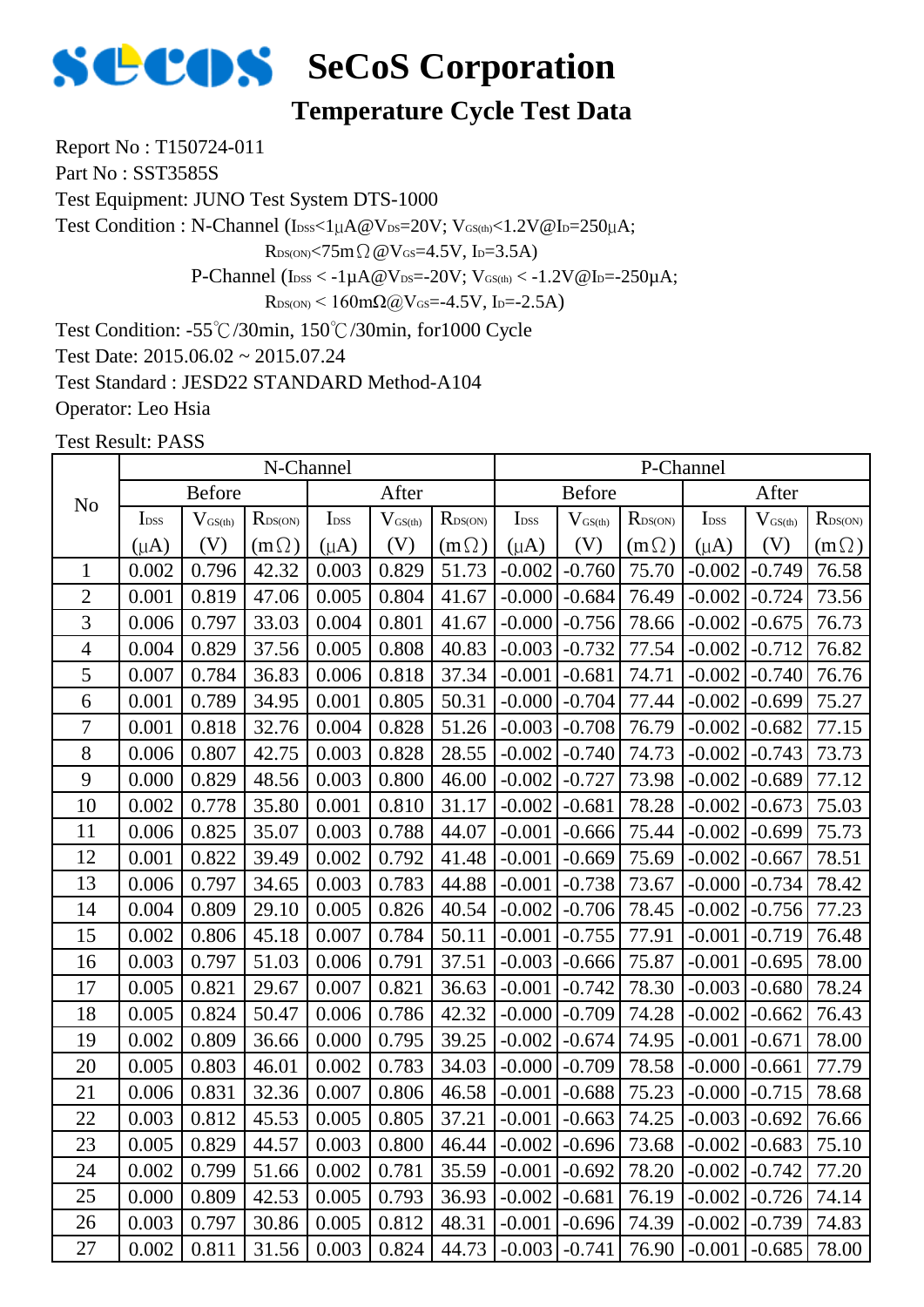# SeCoS Corporation

## Temperature Cycle Test Data

Report No : T150724-011

Part No : SST3585S

Test Equipment: JUNO Test System DTS-1000

Test Condition : N-Channel ($I_{DSS}$<1μA@$V_{DS}$=20V; $V_{GS(th)}$<1.2V@$I_D$=250μA;

$R_{DS(ON)}$<75mΩ@$V_{GS}$=4.5V, $I_D$=3.5A)

P-Channel ($I_{DSS}$ < -1μA@$V_{DS}$=-20V; $V_{GS(th)}$ < -1.2V@$I_D$=-250μA;

$R_{DS(ON)}$ < 160mΩ@$V_{GS}$=-4.5V, $I_D$=-2.5A)

Test Condition: -55℃/30min, 150℃/30min, for1000 Cycle

Test Date: 2015.06.02 ~ 2015.07.24

Test Standard : JESD22 STANDARD Method-A104

Operator: Leo Hsia

Test Result: PASS

| No | N-Channel | | | | | | P-Channel | | | | | |
|---|---|---|---|---|---|---|---|---|---|---|---|---|
| | Before | | | After | | | Before | | | After | | |
| | $I_{DSS}$ (μA) | $V_{GS(th)}$ (V) | $R_{DS(ON)}$ (mΩ) | $I_{DSS}$ (μA) | $V_{GS(th)}$ (V) | $R_{DS(ON)}$ (mΩ) | $I_{DSS}$ (μA) | $V_{GS(th)}$ (V) | $R_{DS(ON)}$ (mΩ) | $I_{DSS}$ (μA) | $V_{GS(th)}$ (V) | $R_{DS(ON)}$ (mΩ) |
| 1 | 0.002 | 0.796 | 42.32 | 0.003 | 0.829 | 51.73 | -0.002 | -0.760 | 75.70 | -0.002 | -0.749 | 76.58 |
| 2 | 0.001 | 0.819 | 47.06 | 0.005 | 0.804 | 41.67 | -0.000 | -0.684 | 76.49 | -0.002 | -0.724 | 73.56 |
| 3 | 0.006 | 0.797 | 33.03 | 0.004 | 0.801 | 41.67 | -0.000 | -0.756 | 78.66 | -0.002 | -0.675 | 76.73 |
| 4 | 0.004 | 0.829 | 37.56 | 0.005 | 0.808 | 40.83 | -0.003 | -0.732 | 77.54 | -0.002 | -0.712 | 76.82 |
| 5 | 0.007 | 0.784 | 36.83 | 0.006 | 0.818 | 37.34 | -0.001 | -0.681 | 74.71 | -0.002 | -0.740 | 76.76 |
| 6 | 0.001 | 0.789 | 34.95 | 0.001 | 0.805 | 50.31 | -0.000 | -0.704 | 77.44 | -0.002 | -0.699 | 75.27 |
| 7 | 0.001 | 0.818 | 32.76 | 0.004 | 0.828 | 51.26 | -0.003 | -0.708 | 76.79 | -0.002 | -0.682 | 77.15 |
| 8 | 0.006 | 0.807 | 42.75 | 0.003 | 0.828 | 28.55 | -0.002 | -0.740 | 74.73 | -0.002 | -0.743 | 73.73 |
| 9 | 0.000 | 0.829 | 48.56 | 0.003 | 0.800 | 46.00 | -0.002 | -0.727 | 73.98 | -0.002 | -0.689 | 77.12 |
| 10 | 0.002 | 0.778 | 35.80 | 0.001 | 0.810 | 31.17 | -0.002 | -0.681 | 78.28 | -0.002 | -0.673 | 75.03 |
| 11 | 0.006 | 0.825 | 35.07 | 0.003 | 0.788 | 44.07 | -0.001 | -0.666 | 75.44 | -0.002 | -0.699 | 75.73 |
| 12 | 0.001 | 0.822 | 39.49 | 0.002 | 0.792 | 41.48 | -0.001 | -0.669 | 75.69 | -0.002 | -0.667 | 78.51 |
| 13 | 0.006 | 0.797 | 34.65 | 0.003 | 0.783 | 44.88 | -0.001 | -0.738 | 73.67 | -0.000 | -0.734 | 78.42 |
| 14 | 0.004 | 0.809 | 29.10 | 0.005 | 0.826 | 40.54 | -0.002 | -0.706 | 78.45 | -0.002 | -0.756 | 77.23 |
| 15 | 0.002 | 0.806 | 45.18 | 0.007 | 0.784 | 50.11 | -0.001 | -0.755 | 77.91 | -0.001 | -0.719 | 76.48 |
| 16 | 0.003 | 0.797 | 51.03 | 0.006 | 0.791 | 37.51 | -0.003 | -0.666 | 75.87 | -0.001 | -0.695 | 78.00 |
| 17 | 0.005 | 0.821 | 29.67 | 0.007 | 0.821 | 36.63 | -0.001 | -0.742 | 78.30 | -0.003 | -0.680 | 78.24 |
| 18 | 0.005 | 0.824 | 50.47 | 0.006 | 0.786 | 42.32 | -0.000 | -0.709 | 74.28 | -0.002 | -0.662 | 76.43 |
| 19 | 0.002 | 0.809 | 36.66 | 0.000 | 0.795 | 39.25 | -0.002 | -0.674 | 74.95 | -0.001 | -0.671 | 78.00 |
| 20 | 0.005 | 0.803 | 46.01 | 0.002 | 0.783 | 34.03 | -0.000 | -0.709 | 78.58 | -0.000 | -0.661 | 77.79 |
| 21 | 0.006 | 0.831 | 32.36 | 0.007 | 0.806 | 46.58 | -0.001 | -0.688 | 75.23 | -0.000 | -0.715 | 78.68 |
| 22 | 0.003 | 0.812 | 45.53 | 0.005 | 0.805 | 37.21 | -0.001 | -0.663 | 74.25 | -0.003 | -0.692 | 76.66 |
| 23 | 0.005 | 0.829 | 44.57 | 0.003 | 0.800 | 46.44 | -0.002 | -0.696 | 73.68 | -0.002 | -0.683 | 75.10 |
| 24 | 0.002 | 0.799 | 51.66 | 0.002 | 0.781 | 35.59 | -0.001 | -0.692 | 78.20 | -0.002 | -0.742 | 77.20 |
| 25 | 0.000 | 0.809 | 42.53 | 0.005 | 0.793 | 36.93 | -0.002 | -0.681 | 76.19 | -0.002 | -0.726 | 74.14 |
| 26 | 0.003 | 0.797 | 30.86 | 0.005 | 0.812 | 48.31 | -0.001 | -0.696 | 74.39 | -0.002 | -0.739 | 74.83 |
| 27 | 0.002 | 0.811 | 31.56 | 0.003 | 0.824 | 44.73 | -0.003 | -0.741 | 76.90 | -0.001 | -0.685 | 78.00 |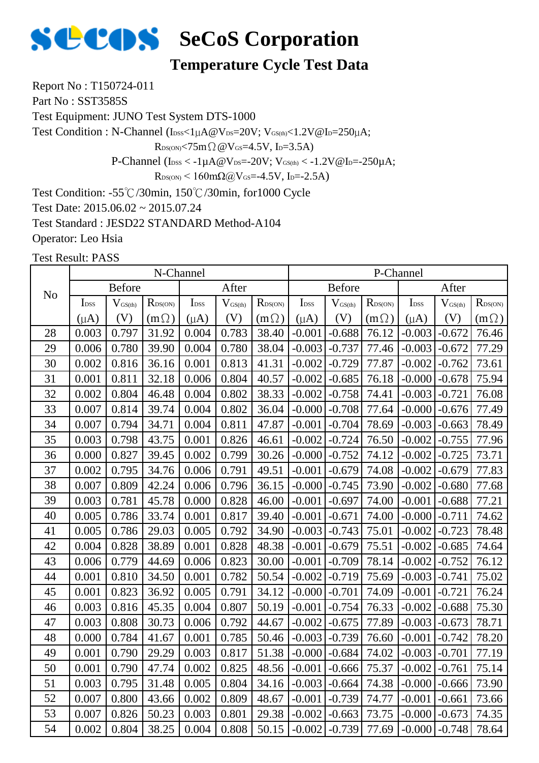# SeCoS Corporation

## Temperature Cycle Test Data

Report No : T150724-011

Part No : SST3585S

Test Equipment: JUNO Test System DTS-1000

Test Condition : N-Channel ($I_{DSS}$<1μA@$V_{DS}$=20V; $V_{GS(th)}$<1.2V@$I_D$=250μA;

$R_{DS(ON)}$<75mΩ@$V_{GS}$=4.5V, $I_D$=3.5A)

P-Channel ($I_{DSS}$ < -1μA@$V_{DS}$=-20V; $V_{GS(th)}$ < -1.2V@$I_D$=-250μA;

$R_{DS(ON)}$ < 160mΩ@$V_{GS}$=-4.5V, $I_D$=-2.5A)

Test Condition: -55℃/30min, 150℃/30min, for1000 Cycle

Test Date: 2015.06.02 ~ 2015.07.24

Test Standard : JESD22 STANDARD Method-A104

Operator: Leo Hsia

Test Result: PASS

| No | N-Channel | | | | | | P-Channel | | | | | |
|---|---|---|---|---|---|---|---|---|---|---|---|---|
| | Before | | | After | | | Before | | | After | | |
| | $I_{DSS}$ (μA) | $V_{GS(th)}$ (V) | $R_{DS(ON)}$ (mΩ) | $I_{DSS}$ (μA) | $V_{GS(th)}$ (V) | $R_{DS(ON)}$ (mΩ) | $I_{DSS}$ (μA) | $V_{GS(th)}$ (V) | $R_{DS(ON)}$ (mΩ) | $I_{DSS}$ (μA) | $V_{GS(th)}$ (V) | $R_{DS(ON)}$ (mΩ) |
| 28 | 0.003 | 0.797 | 31.92 | 0.004 | 0.783 | 38.40 | -0.001 | -0.688 | 76.12 | -0.003 | -0.672 | 76.46 |
| 29 | 0.006 | 0.780 | 39.90 | 0.004 | 0.780 | 38.04 | -0.003 | -0.737 | 77.46 | -0.003 | -0.672 | 77.29 |
| 30 | 0.002 | 0.816 | 36.16 | 0.001 | 0.813 | 41.31 | -0.002 | -0.729 | 77.87 | -0.002 | -0.762 | 73.61 |
| 31 | 0.001 | 0.811 | 32.18 | 0.006 | 0.804 | 40.57 | -0.002 | -0.685 | 76.18 | -0.000 | -0.678 | 75.94 |
| 32 | 0.002 | 0.804 | 46.48 | 0.004 | 0.802 | 38.33 | -0.002 | -0.758 | 74.41 | -0.003 | -0.721 | 76.08 |
| 33 | 0.007 | 0.814 | 39.74 | 0.004 | 0.802 | 36.04 | -0.000 | -0.708 | 77.64 | -0.000 | -0.676 | 77.49 |
| 34 | 0.007 | 0.794 | 34.71 | 0.004 | 0.811 | 47.87 | -0.001 | -0.704 | 78.69 | -0.003 | -0.663 | 78.49 |
| 35 | 0.003 | 0.798 | 43.75 | 0.001 | 0.826 | 46.61 | -0.002 | -0.724 | 76.50 | -0.002 | -0.755 | 77.96 |
| 36 | 0.000 | 0.827 | 39.45 | 0.002 | 0.799 | 30.26 | -0.000 | -0.752 | 74.12 | -0.002 | -0.725 | 73.71 |
| 37 | 0.002 | 0.795 | 34.76 | 0.006 | 0.791 | 49.51 | -0.001 | -0.679 | 74.08 | -0.002 | -0.679 | 77.83 |
| 38 | 0.007 | 0.809 | 42.24 | 0.006 | 0.796 | 36.15 | -0.000 | -0.745 | 73.90 | -0.002 | -0.680 | 77.68 |
| 39 | 0.003 | 0.781 | 45.78 | 0.000 | 0.828 | 46.00 | -0.001 | -0.697 | 74.00 | -0.001 | -0.688 | 77.21 |
| 40 | 0.005 | 0.786 | 33.74 | 0.001 | 0.817 | 39.40 | -0.001 | -0.671 | 74.00 | -0.000 | -0.711 | 74.62 |
| 41 | 0.005 | 0.786 | 29.03 | 0.005 | 0.792 | 34.90 | -0.003 | -0.743 | 75.01 | -0.002 | -0.723 | 78.48 |
| 42 | 0.004 | 0.828 | 38.89 | 0.001 | 0.828 | 48.38 | -0.001 | -0.679 | 75.51 | -0.002 | -0.685 | 74.64 |
| 43 | 0.006 | 0.779 | 44.69 | 0.006 | 0.823 | 30.00 | -0.001 | -0.709 | 78.14 | -0.002 | -0.752 | 76.12 |
| 44 | 0.001 | 0.810 | 34.50 | 0.001 | 0.782 | 50.54 | -0.002 | -0.719 | 75.69 | -0.003 | -0.741 | 75.02 |
| 45 | 0.001 | 0.823 | 36.92 | 0.005 | 0.791 | 34.12 | -0.000 | -0.701 | 74.09 | -0.001 | -0.721 | 76.24 |
| 46 | 0.003 | 0.816 | 45.35 | 0.004 | 0.807 | 50.19 | -0.001 | -0.754 | 76.33 | -0.002 | -0.688 | 75.30 |
| 47 | 0.003 | 0.808 | 30.73 | 0.006 | 0.792 | 44.67 | -0.002 | -0.675 | 77.89 | -0.003 | -0.673 | 78.71 |
| 48 | 0.000 | 0.784 | 41.67 | 0.001 | 0.785 | 50.46 | -0.003 | -0.739 | 76.60 | -0.001 | -0.742 | 78.20 |
| 49 | 0.001 | 0.790 | 29.29 | 0.003 | 0.817 | 51.38 | -0.000 | -0.684 | 74.02 | -0.003 | -0.701 | 77.19 |
| 50 | 0.001 | 0.790 | 47.74 | 0.002 | 0.825 | 48.56 | -0.001 | -0.666 | 75.37 | -0.002 | -0.761 | 75.14 |
| 51 | 0.003 | 0.795 | 31.48 | 0.005 | 0.804 | 34.16 | -0.003 | -0.664 | 74.38 | -0.000 | -0.666 | 73.90 |
| 52 | 0.007 | 0.800 | 43.66 | 0.002 | 0.809 | 48.67 | -0.001 | -0.739 | 74.77 | -0.001 | -0.661 | 73.66 |
| 53 | 0.007 | 0.826 | 50.23 | 0.003 | 0.801 | 29.38 | -0.002 | -0.663 | 73.75 | -0.000 | -0.673 | 74.35 |
| 54 | 0.002 | 0.804 | 38.25 | 0.004 | 0.808 | 50.15 | -0.002 | -0.739 | 77.69 | -0.000 | -0.748 | 78.64 |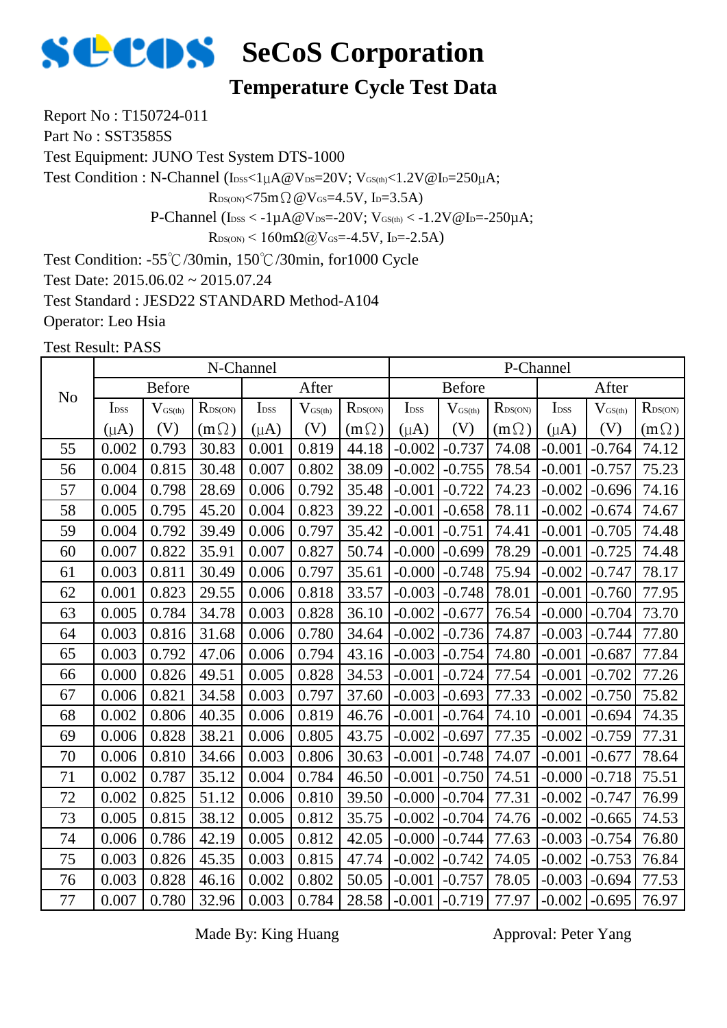# SeCoS Corporation

## Temperature Cycle Test Data

Report No : T150724-011

Part No : SST3585S

Test Equipment: JUNO Test System DTS-1000

Test Condition : N-Channel ($I_{DSS}$<1μA@$V_{DS}$=20V; $V_{GS(th)}$<1.2V@$I_D$=250μA;

$R_{DS(ON)}$<75mΩ@$V_{GS}$=4.5V, $I_D$=3.5A)

P-Channel ($I_{DSS}$ < -1μA@$V_{DS}$=-20V; $V_{GS(th)}$ < -1.2V@$I_D$=-250μA;

$R_{DS(ON)}$ < 160mΩ@$V_{GS}$=-4.5V, $I_D$=-2.5A)

Test Condition: -55℃/30min, 150℃/30min, for1000 Cycle

Test Date: 2015.06.02 ~ 2015.07.24

Test Standard : JESD22 STANDARD Method-A104

Operator: Leo Hsia

Test Result: PASS

| No | N-Channel | | | | | | P-Channel | | | | | |
|---|---|---|---|---|---|---|---|---|---|---|---|---|
| | Before | | | After | | | Before | | | After | | |
| | $I_{DSS}$ (μA) | $V_{GS(th)}$ (V) | $R_{DS(ON)}$ (mΩ) | $I_{DSS}$ (μA) | $V_{GS(th)}$ (V) | $R_{DS(ON)}$ (mΩ) | $I_{DSS}$ (μA) | $V_{GS(th)}$ (V) | $R_{DS(ON)}$ (mΩ) | $I_{DSS}$ (μA) | $V_{GS(th)}$ (V) | $R_{DS(ON)}$ (mΩ) |
| 55 | 0.002 | 0.793 | 30.83 | 0.001 | 0.819 | 44.18 | -0.002 | -0.737 | 74.08 | -0.001 | -0.764 | 74.12 |
| 56 | 0.004 | 0.815 | 30.48 | 0.007 | 0.802 | 38.09 | -0.002 | -0.755 | 78.54 | -0.001 | -0.757 | 75.23 |
| 57 | 0.004 | 0.798 | 28.69 | 0.006 | 0.792 | 35.48 | -0.001 | -0.722 | 74.23 | -0.002 | -0.696 | 74.16 |
| 58 | 0.005 | 0.795 | 45.20 | 0.004 | 0.823 | 39.22 | -0.001 | -0.658 | 78.11 | -0.002 | -0.674 | 74.67 |
| 59 | 0.004 | 0.792 | 39.49 | 0.006 | 0.797 | 35.42 | -0.001 | -0.751 | 74.41 | -0.001 | -0.705 | 74.48 |
| 60 | 0.007 | 0.822 | 35.91 | 0.007 | 0.827 | 50.74 | -0.000 | -0.699 | 78.29 | -0.001 | -0.725 | 74.48 |
| 61 | 0.003 | 0.811 | 30.49 | 0.006 | 0.797 | 35.61 | -0.000 | -0.748 | 75.94 | -0.002 | -0.747 | 78.17 |
| 62 | 0.001 | 0.823 | 29.55 | 0.006 | 0.818 | 33.57 | -0.003 | -0.748 | 78.01 | -0.001 | -0.760 | 77.95 |
| 63 | 0.005 | 0.784 | 34.78 | 0.003 | 0.828 | 36.10 | -0.002 | -0.677 | 76.54 | -0.000 | -0.704 | 73.70 |
| 64 | 0.003 | 0.816 | 31.68 | 0.006 | 0.780 | 34.64 | -0.002 | -0.736 | 74.87 | -0.003 | -0.744 | 77.80 |
| 65 | 0.003 | 0.792 | 47.06 | 0.006 | 0.794 | 43.16 | -0.003 | -0.754 | 74.80 | -0.001 | -0.687 | 77.84 |
| 66 | 0.000 | 0.826 | 49.51 | 0.005 | 0.828 | 34.53 | -0.001 | -0.724 | 77.54 | -0.001 | -0.702 | 77.26 |
| 67 | 0.006 | 0.821 | 34.58 | 0.003 | 0.797 | 37.60 | -0.003 | -0.693 | 77.33 | -0.002 | -0.750 | 75.82 |
| 68 | 0.002 | 0.806 | 40.35 | 0.006 | 0.819 | 46.76 | -0.001 | -0.764 | 74.10 | -0.001 | -0.694 | 74.35 |
| 69 | 0.006 | 0.828 | 38.21 | 0.006 | 0.805 | 43.75 | -0.002 | -0.697 | 77.35 | -0.002 | -0.759 | 77.31 |
| 70 | 0.006 | 0.810 | 34.66 | 0.003 | 0.806 | 30.63 | -0.001 | -0.748 | 74.07 | -0.001 | -0.677 | 78.64 |
| 71 | 0.002 | 0.787 | 35.12 | 0.004 | 0.784 | 46.50 | -0.001 | -0.750 | 74.51 | -0.000 | -0.718 | 75.51 |
| 72 | 0.002 | 0.825 | 51.12 | 0.006 | 0.810 | 39.50 | -0.000 | -0.704 | 77.31 | -0.002 | -0.747 | 76.99 |
| 73 | 0.005 | 0.815 | 38.12 | 0.005 | 0.812 | 35.75 | -0.002 | -0.704 | 74.76 | -0.002 | -0.665 | 74.53 |
| 74 | 0.006 | 0.786 | 42.19 | 0.005 | 0.812 | 42.05 | -0.000 | -0.744 | 77.63 | -0.003 | -0.754 | 76.80 |
| 75 | 0.003 | 0.826 | 45.35 | 0.003 | 0.815 | 47.74 | -0.002 | -0.742 | 74.05 | -0.002 | -0.753 | 76.84 |
| 76 | 0.003 | 0.828 | 46.16 | 0.002 | 0.802 | 50.05 | -0.001 | -0.757 | 78.05 | -0.003 | -0.694 | 77.53 |
| 77 | 0.007 | 0.780 | 32.96 | 0.003 | 0.784 | 28.58 | -0.001 | -0.719 | 77.97 | -0.002 | -0.695 | 76.97 |

Made By: King Huang     Approval: Peter Yang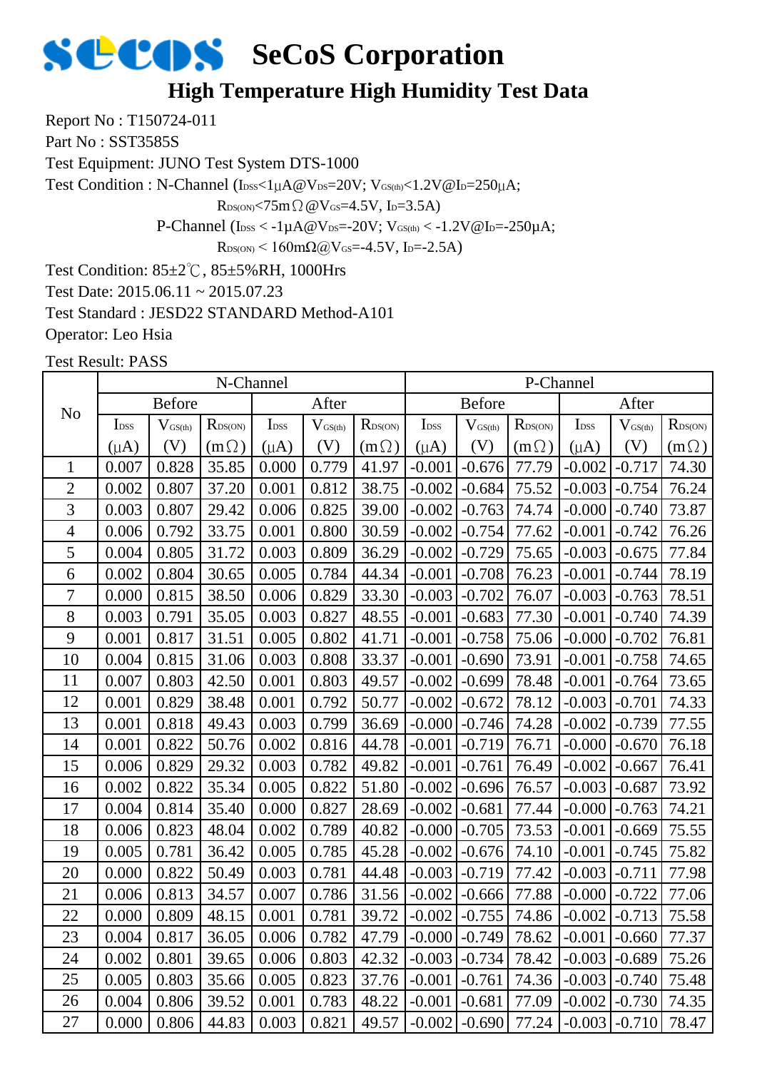# SeCoS Corporation

## High Temperature High Humidity Test Data

Report No : T150724-011

Part No : SST3585S

Test Equipment: JUNO Test System DTS-1000

Test Condition : N-Channel ($I_{DSS}$<1μA@$V_{DS}$=20V; $V_{GS(th)}$<1.2V@$I_D$=250μA;

$R_{DS(ON)}$<75mΩ@$V_{GS}$=4.5V, $I_D$=3.5A)

P-Channel ($I_{DSS}$ < -1μA@$V_{DS}$=-20V; $V_{GS(th)}$ < -1.2V@$I_D$=-250μA;

$R_{DS(ON)}$ < 160mΩ@$V_{GS}$=-4.5V, $I_D$=-2.5A)

Test Condition: 85±2℃, 85±5%RH, 1000Hrs

Test Date: 2015.06.11 ~ 2015.07.23

Test Standard : JESD22 STANDARD Method-A101

Operator: Leo Hsia

Test Result: PASS

| No | N-Channel | | | | | | P-Channel | | | | | |
|---|---|---|---|---|---|---|---|---|---|---|---|---|
| | Before | | | After | | | Before | | | After | | |
| | $I_{DSS}$ (μA) | $V_{GS(th)}$ (V) | $R_{DS(ON)}$ (mΩ) | $I_{DSS}$ (μA) | $V_{GS(th)}$ (V) | $R_{DS(ON)}$ (mΩ) | $I_{DSS}$ (μA) | $V_{GS(th)}$ (V) | $R_{DS(ON)}$ (mΩ) | $I_{DSS}$ (μA) | $V_{GS(th)}$ (V) | $R_{DS(ON)}$ (mΩ) |
| 1 | 0.007 | 0.828 | 35.85 | 0.000 | 0.779 | 41.97 | -0.001 | -0.676 | 77.79 | -0.002 | -0.717 | 74.30 |
| 2 | 0.002 | 0.807 | 37.20 | 0.001 | 0.812 | 38.75 | -0.002 | -0.684 | 75.52 | -0.003 | -0.754 | 76.24 |
| 3 | 0.003 | 0.807 | 29.42 | 0.006 | 0.825 | 39.00 | -0.002 | -0.763 | 74.74 | -0.000 | -0.740 | 73.87 |
| 4 | 0.006 | 0.792 | 33.75 | 0.001 | 0.800 | 30.59 | -0.002 | -0.754 | 77.62 | -0.001 | -0.742 | 76.26 |
| 5 | 0.004 | 0.805 | 31.72 | 0.003 | 0.809 | 36.29 | -0.002 | -0.729 | 75.65 | -0.003 | -0.675 | 77.84 |
| 6 | 0.002 | 0.804 | 30.65 | 0.005 | 0.784 | 44.34 | -0.001 | -0.708 | 76.23 | -0.001 | -0.744 | 78.19 |
| 7 | 0.000 | 0.815 | 38.50 | 0.006 | 0.829 | 33.30 | -0.003 | -0.702 | 76.07 | -0.003 | -0.763 | 78.51 |
| 8 | 0.003 | 0.791 | 35.05 | 0.003 | 0.827 | 48.55 | -0.001 | -0.683 | 77.30 | -0.001 | -0.740 | 74.39 |
| 9 | 0.001 | 0.817 | 31.51 | 0.005 | 0.802 | 41.71 | -0.001 | -0.758 | 75.06 | -0.000 | -0.702 | 76.81 |
| 10 | 0.004 | 0.815 | 31.06 | 0.003 | 0.808 | 33.37 | -0.001 | -0.690 | 73.91 | -0.001 | -0.758 | 74.65 |
| 11 | 0.007 | 0.803 | 42.50 | 0.001 | 0.803 | 49.57 | -0.002 | -0.699 | 78.48 | -0.001 | -0.764 | 73.65 |
| 12 | 0.001 | 0.829 | 38.48 | 0.001 | 0.792 | 50.77 | -0.002 | -0.672 | 78.12 | -0.003 | -0.701 | 74.33 |
| 13 | 0.001 | 0.818 | 49.43 | 0.003 | 0.799 | 36.69 | -0.000 | -0.746 | 74.28 | -0.002 | -0.739 | 77.55 |
| 14 | 0.001 | 0.822 | 50.76 | 0.002 | 0.816 | 44.78 | -0.001 | -0.719 | 76.71 | -0.000 | -0.670 | 76.18 |
| 15 | 0.006 | 0.829 | 29.32 | 0.003 | 0.782 | 49.82 | -0.001 | -0.761 | 76.49 | -0.002 | -0.667 | 76.41 |
| 16 | 0.002 | 0.822 | 35.34 | 0.005 | 0.822 | 51.80 | -0.002 | -0.696 | 76.57 | -0.003 | -0.687 | 73.92 |
| 17 | 0.004 | 0.814 | 35.40 | 0.000 | 0.827 | 28.69 | -0.002 | -0.681 | 77.44 | -0.000 | -0.763 | 74.21 |
| 18 | 0.006 | 0.823 | 48.04 | 0.002 | 0.789 | 40.82 | -0.000 | -0.705 | 73.53 | -0.001 | -0.669 | 75.55 |
| 19 | 0.005 | 0.781 | 36.42 | 0.005 | 0.785 | 45.28 | -0.002 | -0.676 | 74.10 | -0.001 | -0.745 | 75.82 |
| 20 | 0.000 | 0.822 | 50.49 | 0.003 | 0.781 | 44.48 | -0.003 | -0.719 | 77.42 | -0.003 | -0.711 | 77.98 |
| 21 | 0.006 | 0.813 | 34.57 | 0.007 | 0.786 | 31.56 | -0.002 | -0.666 | 77.88 | -0.000 | -0.722 | 77.06 |
| 22 | 0.000 | 0.809 | 48.15 | 0.001 | 0.781 | 39.72 | -0.002 | -0.755 | 74.86 | -0.002 | -0.713 | 75.58 |
| 23 | 0.004 | 0.817 | 36.05 | 0.006 | 0.782 | 47.79 | -0.000 | -0.749 | 78.62 | -0.001 | -0.660 | 77.37 |
| 24 | 0.002 | 0.801 | 39.65 | 0.006 | 0.803 | 42.32 | -0.003 | -0.734 | 78.42 | -0.003 | -0.689 | 75.26 |
| 25 | 0.005 | 0.803 | 35.66 | 0.005 | 0.823 | 37.76 | -0.001 | -0.761 | 74.36 | -0.003 | -0.740 | 75.48 |
| 26 | 0.004 | 0.806 | 39.52 | 0.001 | 0.783 | 48.22 | -0.001 | -0.681 | 77.09 | -0.002 | -0.730 | 74.35 |
| 27 | 0.000 | 0.806 | 44.83 | 0.003 | 0.821 | 49.57 | -0.002 | -0.690 | 77.24 | -0.003 | -0.710 | 78.47 |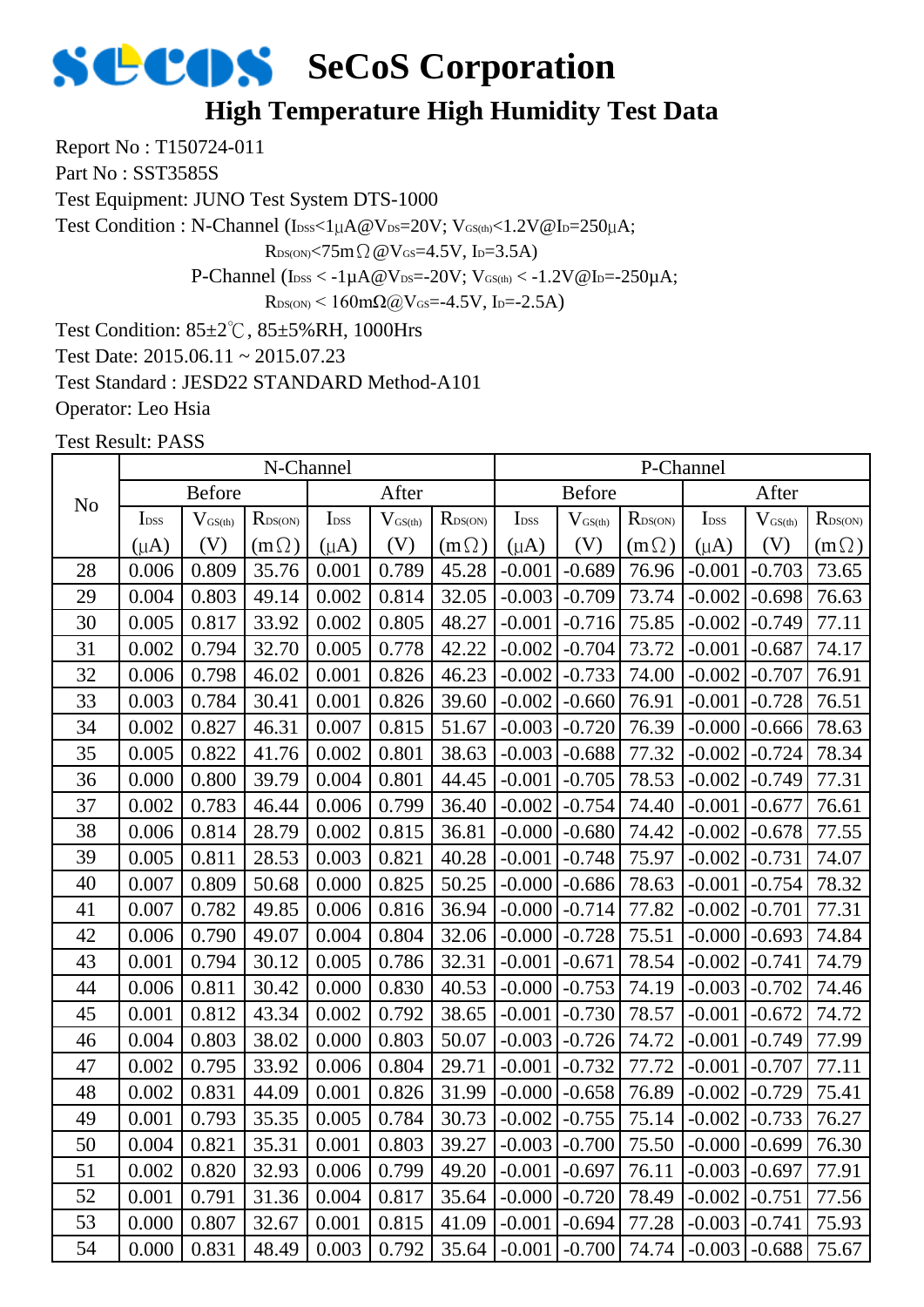# SeCoS Corporation

## High Temperature High Humidity Test Data

Report No : T150724-011

Part No : SST3585S

Test Equipment: JUNO Test System DTS-1000

Test Condition : N-Channel ($I_{DSS}$<1μA@$V_{DS}$=20V; $V_{GS(th)}$<1.2V@$I_D$=250μA;

$R_{DS(ON)}$<75mΩ@$V_{GS}$=4.5V, $I_D$=3.5A)

P-Channel ($I_{DSS}$ < -1μA@$V_{DS}$=-20V; $V_{GS(th)}$ < -1.2V@$I_D$=-250μA;

$R_{DS(ON)}$ < 160mΩ@$V_{GS}$=-4.5V, $I_D$=-2.5A)

Test Condition: 85±2℃, 85±5%RH, 1000Hrs

Test Date: 2015.06.11 ~ 2015.07.23

Test Standard : JESD22 STANDARD Method-A101

Operator: Leo Hsia

Test Result: PASS

| No | N-Channel | | | | | | P-Channel | | | | | |
|---|---|---|---|---|---|---|---|---|---|---|---|---|
| | Before | | | After | | | Before | | | After | | |
| | $I_{DSS}$ (μA) | $V_{GS(th)}$ (V) | $R_{DS(ON)}$ (mΩ) | $I_{DSS}$ (μA) | $V_{GS(th)}$ (V) | $R_{DS(ON)}$ (mΩ) | $I_{DSS}$ (μA) | $V_{GS(th)}$ (V) | $R_{DS(ON)}$ (mΩ) | $I_{DSS}$ (μA) | $V_{GS(th)}$ (V) | $R_{DS(ON)}$ (mΩ) |
| 28 | 0.006 | 0.809 | 35.76 | 0.001 | 0.789 | 45.28 | -0.001 | -0.689 | 76.96 | -0.001 | -0.703 | 73.65 |
| 29 | 0.004 | 0.803 | 49.14 | 0.002 | 0.814 | 32.05 | -0.003 | -0.709 | 73.74 | -0.002 | -0.698 | 76.63 |
| 30 | 0.005 | 0.817 | 33.92 | 0.002 | 0.805 | 48.27 | -0.001 | -0.716 | 75.85 | -0.002 | -0.749 | 77.11 |
| 31 | 0.002 | 0.794 | 32.70 | 0.005 | 0.778 | 42.22 | -0.002 | -0.704 | 73.72 | -0.001 | -0.687 | 74.17 |
| 32 | 0.006 | 0.798 | 46.02 | 0.001 | 0.826 | 46.23 | -0.002 | -0.733 | 74.00 | -0.002 | -0.707 | 76.91 |
| 33 | 0.003 | 0.784 | 30.41 | 0.001 | 0.826 | 39.60 | -0.002 | -0.660 | 76.91 | -0.001 | -0.728 | 76.51 |
| 34 | 0.002 | 0.827 | 46.31 | 0.007 | 0.815 | 51.67 | -0.003 | -0.720 | 76.39 | -0.000 | -0.666 | 78.63 |
| 35 | 0.005 | 0.822 | 41.76 | 0.002 | 0.801 | 38.63 | -0.003 | -0.688 | 77.32 | -0.002 | -0.724 | 78.34 |
| 36 | 0.000 | 0.800 | 39.79 | 0.004 | 0.801 | 44.45 | -0.001 | -0.705 | 78.53 | -0.002 | -0.749 | 77.31 |
| 37 | 0.002 | 0.783 | 46.44 | 0.006 | 0.799 | 36.40 | -0.002 | -0.754 | 74.40 | -0.001 | -0.677 | 76.61 |
| 38 | 0.006 | 0.814 | 28.79 | 0.002 | 0.815 | 36.81 | -0.000 | -0.680 | 74.42 | -0.002 | -0.678 | 77.55 |
| 39 | 0.005 | 0.811 | 28.53 | 0.003 | 0.821 | 40.28 | -0.001 | -0.748 | 75.97 | -0.002 | -0.731 | 74.07 |
| 40 | 0.007 | 0.809 | 50.68 | 0.000 | 0.825 | 50.25 | -0.000 | -0.686 | 78.63 | -0.001 | -0.754 | 78.32 |
| 41 | 0.007 | 0.782 | 49.85 | 0.006 | 0.816 | 36.94 | -0.000 | -0.714 | 77.82 | -0.002 | -0.701 | 77.31 |
| 42 | 0.006 | 0.790 | 49.07 | 0.004 | 0.804 | 32.06 | -0.000 | -0.728 | 75.51 | -0.000 | -0.693 | 74.84 |
| 43 | 0.001 | 0.794 | 30.12 | 0.005 | 0.786 | 32.31 | -0.001 | -0.671 | 78.54 | -0.002 | -0.741 | 74.79 |
| 44 | 0.006 | 0.811 | 30.42 | 0.000 | 0.830 | 40.53 | -0.000 | -0.753 | 74.19 | -0.003 | -0.702 | 74.46 |
| 45 | 0.001 | 0.812 | 43.34 | 0.002 | 0.792 | 38.65 | -0.001 | -0.730 | 78.57 | -0.001 | -0.672 | 74.72 |
| 46 | 0.004 | 0.803 | 38.02 | 0.000 | 0.803 | 50.07 | -0.003 | -0.726 | 74.72 | -0.001 | -0.749 | 77.99 |
| 47 | 0.002 | 0.795 | 33.92 | 0.006 | 0.804 | 29.71 | -0.001 | -0.732 | 77.72 | -0.001 | -0.707 | 77.11 |
| 48 | 0.002 | 0.831 | 44.09 | 0.001 | 0.826 | 31.99 | -0.000 | -0.658 | 76.89 | -0.002 | -0.729 | 75.41 |
| 49 | 0.001 | 0.793 | 35.35 | 0.005 | 0.784 | 30.73 | -0.002 | -0.755 | 75.14 | -0.002 | -0.733 | 76.27 |
| 50 | 0.004 | 0.821 | 35.31 | 0.001 | 0.803 | 39.27 | -0.003 | -0.700 | 75.50 | -0.000 | -0.699 | 76.30 |
| 51 | 0.002 | 0.820 | 32.93 | 0.006 | 0.799 | 49.20 | -0.001 | -0.697 | 76.11 | -0.003 | -0.697 | 77.91 |
| 52 | 0.001 | 0.791 | 31.36 | 0.004 | 0.817 | 35.64 | -0.000 | -0.720 | 78.49 | -0.002 | -0.751 | 77.56 |
| 53 | 0.000 | 0.807 | 32.67 | 0.001 | 0.815 | 41.09 | -0.001 | -0.694 | 77.28 | -0.003 | -0.741 | 75.93 |
| 54 | 0.000 | 0.831 | 48.49 | 0.003 | 0.792 | 35.64 | -0.001 | -0.700 | 74.74 | -0.003 | -0.688 | 75.67 |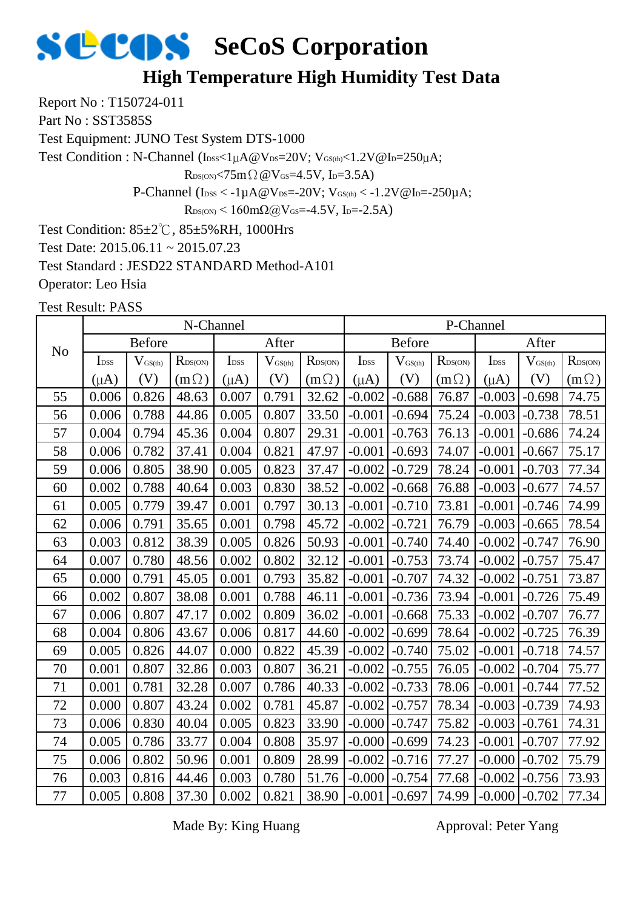# SeCoS Corporation

## High Temperature High Humidity Test Data

Report No : T150724-011

Part No : SST3585S

Test Equipment: JUNO Test System DTS-1000

Test Condition : N-Channel ($I_{DSS}$<1μA@$V_{DS}$=20V; $V_{GS(th)}$<1.2V@$I_D$=250μA;

$R_{DS(ON)}$<75mΩ@$V_{GS}$=4.5V, $I_D$=3.5A)

P-Channel ($I_{DSS}$ < -1μA@$V_{DS}$=-20V; $V_{GS(th)}$ < -1.2V@$I_D$=-250μA;

$R_{DS(ON)}$ < 160mΩ@$V_{GS}$=-4.5V, $I_D$=-2.5A)

Test Condition: 85±2℃, 85±5%RH, 1000Hrs

Test Date: 2015.06.11 ~ 2015.07.23

Test Standard : JESD22 STANDARD Method-A101

Operator: Leo Hsia

Test Result: PASS

| No | N-Channel | | | | | | P-Channel | | | | | |
|---|---|---|---|---|---|---|---|---|---|---|---|---|
| | Before | | | After | | | Before | | | After | | |
| | $I_{DSS}$ (μA) | $V_{GS(th)}$ (V) | $R_{DS(ON)}$ (mΩ) | $I_{DSS}$ (μA) | $V_{GS(th)}$ (V) | $R_{DS(ON)}$ (mΩ) | $I_{DSS}$ (μA) | $V_{GS(th)}$ (V) | $R_{DS(ON)}$ (mΩ) | $I_{DSS}$ (μA) | $V_{GS(th)}$ (V) | $R_{DS(ON)}$ (mΩ) |
| 55 | 0.006 | 0.826 | 48.63 | 0.007 | 0.791 | 32.62 | -0.002 | -0.688 | 76.87 | -0.003 | -0.698 | 74.75 |
| 56 | 0.006 | 0.788 | 44.86 | 0.005 | 0.807 | 33.50 | -0.001 | -0.694 | 75.24 | -0.003 | -0.738 | 78.51 |
| 57 | 0.004 | 0.794 | 45.36 | 0.004 | 0.807 | 29.31 | -0.001 | -0.763 | 76.13 | -0.001 | -0.686 | 74.24 |
| 58 | 0.006 | 0.782 | 37.41 | 0.004 | 0.821 | 47.97 | -0.001 | -0.693 | 74.07 | -0.001 | -0.667 | 75.17 |
| 59 | 0.006 | 0.805 | 38.90 | 0.005 | 0.823 | 37.47 | -0.002 | -0.729 | 78.24 | -0.001 | -0.703 | 77.34 |
| 60 | 0.002 | 0.788 | 40.64 | 0.003 | 0.830 | 38.52 | -0.002 | -0.668 | 76.88 | -0.003 | -0.677 | 74.57 |
| 61 | 0.005 | 0.779 | 39.47 | 0.001 | 0.797 | 30.13 | -0.001 | -0.710 | 73.81 | -0.001 | -0.746 | 74.99 |
| 62 | 0.006 | 0.791 | 35.65 | 0.001 | 0.798 | 45.72 | -0.002 | -0.721 | 76.79 | -0.003 | -0.665 | 78.54 |
| 63 | 0.003 | 0.812 | 38.39 | 0.005 | 0.826 | 50.93 | -0.001 | -0.740 | 74.40 | -0.002 | -0.747 | 76.90 |
| 64 | 0.007 | 0.780 | 48.56 | 0.002 | 0.802 | 32.12 | -0.001 | -0.753 | 73.74 | -0.002 | -0.757 | 75.47 |
| 65 | 0.000 | 0.791 | 45.05 | 0.001 | 0.793 | 35.82 | -0.001 | -0.707 | 74.32 | -0.002 | -0.751 | 73.87 |
| 66 | 0.002 | 0.807 | 38.08 | 0.001 | 0.788 | 46.11 | -0.001 | -0.736 | 73.94 | -0.001 | -0.726 | 75.49 |
| 67 | 0.006 | 0.807 | 47.17 | 0.002 | 0.809 | 36.02 | -0.001 | -0.668 | 75.33 | -0.002 | -0.707 | 76.77 |
| 68 | 0.004 | 0.806 | 43.67 | 0.006 | 0.817 | 44.60 | -0.002 | -0.699 | 78.64 | -0.002 | -0.725 | 76.39 |
| 69 | 0.005 | 0.826 | 44.07 | 0.000 | 0.822 | 45.39 | -0.002 | -0.740 | 75.02 | -0.001 | -0.718 | 74.57 |
| 70 | 0.001 | 0.807 | 32.86 | 0.003 | 0.807 | 36.21 | -0.002 | -0.755 | 76.05 | -0.002 | -0.704 | 75.77 |
| 71 | 0.001 | 0.781 | 32.28 | 0.007 | 0.786 | 40.33 | -0.002 | -0.733 | 78.06 | -0.001 | -0.744 | 77.52 |
| 72 | 0.000 | 0.807 | 43.24 | 0.002 | 0.781 | 45.87 | -0.002 | -0.757 | 78.34 | -0.003 | -0.739 | 74.93 |
| 73 | 0.006 | 0.830 | 40.04 | 0.005 | 0.823 | 33.90 | -0.000 | -0.747 | 75.82 | -0.003 | -0.761 | 74.31 |
| 74 | 0.005 | 0.786 | 33.77 | 0.004 | 0.808 | 35.97 | -0.000 | -0.699 | 74.23 | -0.001 | -0.707 | 77.92 |
| 75 | 0.006 | 0.802 | 50.96 | 0.001 | 0.809 | 28.99 | -0.002 | -0.716 | 77.27 | -0.000 | -0.702 | 75.79 |
| 76 | 0.003 | 0.816 | 44.46 | 0.003 | 0.780 | 51.76 | -0.000 | -0.754 | 77.68 | -0.002 | -0.756 | 73.93 |
| 77 | 0.005 | 0.808 | 37.30 | 0.002 | 0.821 | 38.90 | -0.001 | -0.697 | 74.99 | -0.000 | -0.702 | 77.34 |

Made By: King Huang　　　　　　　　Approval: Peter Yang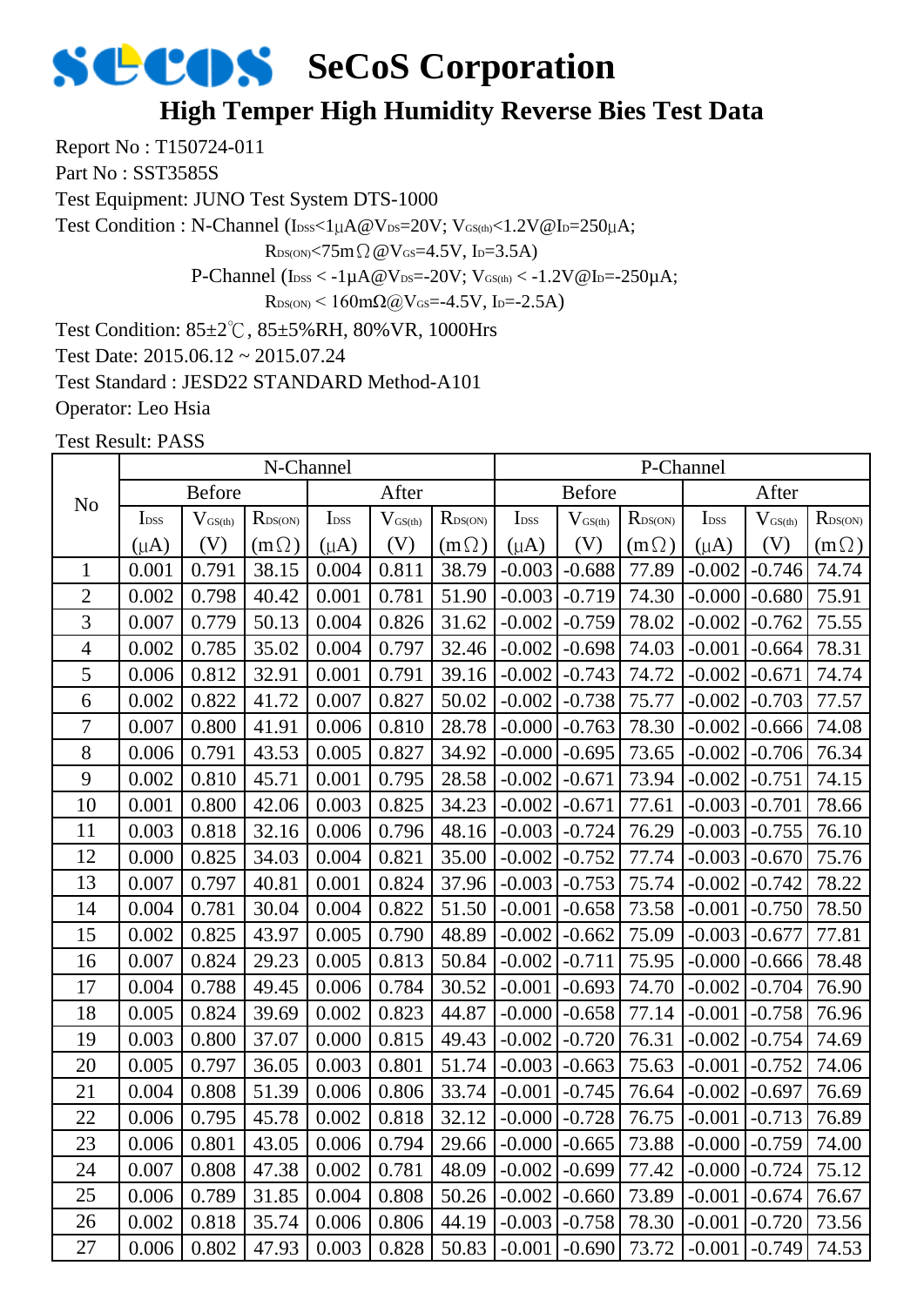# SeCoS Corporation

## High Temper High Humidity Reverse Bies Test Data

Report No : T150724-011

Part No : SST3585S

Test Equipment: JUNO Test System DTS-1000

Test Condition : N-Channel ($I_{DSS}$<1μA@$V_{DS}$=20V; $V_{GS(th)}$<1.2V@$I_D$=250μA;

$R_{DS(ON)}$<75mΩ@$V_{GS}$=4.5V, $I_D$=3.5A)

P-Channel ($I_{DSS}$ < -1μA@$V_{DS}$=-20V; $V_{GS(th)}$ < -1.2V@$I_D$=-250μA;

$R_{DS(ON)}$ < 160mΩ@$V_{GS}$=-4.5V, $I_D$=-2.5A)

Test Condition: 85±2℃, 85±5%RH, 80%VR, 1000Hrs

Test Date: 2015.06.12 ~ 2015.07.24

Test Standard : JESD22 STANDARD Method-A101

Operator: Leo Hsia

Test Result: PASS

| No | N-Channel | | | | | | P-Channel | | | | | |
|---|---|---|---|---|---|---|---|---|---|---|---|---|
| | Before | | | After | | | Before | | | After | | |
| | $I_{DSS}$ (μA) | $V_{GS(th)}$ (V) | $R_{DS(ON)}$ (mΩ) | $I_{DSS}$ (μA) | $V_{GS(th)}$ (V) | $R_{DS(ON)}$ (mΩ) | $I_{DSS}$ (μA) | $V_{GS(th)}$ (V) | $R_{DS(ON)}$ (mΩ) | $I_{DSS}$ (μA) | $V_{GS(th)}$ (V) | $R_{DS(ON)}$ (mΩ) |
| 1 | 0.001 | 0.791 | 38.15 | 0.004 | 0.811 | 38.79 | -0.003 | -0.688 | 77.89 | -0.002 | -0.746 | 74.74 |
| 2 | 0.002 | 0.798 | 40.42 | 0.001 | 0.781 | 51.90 | -0.003 | -0.719 | 74.30 | -0.000 | -0.680 | 75.91 |
| 3 | 0.007 | 0.779 | 50.13 | 0.004 | 0.826 | 31.62 | -0.002 | -0.759 | 78.02 | -0.002 | -0.762 | 75.55 |
| 4 | 0.002 | 0.785 | 35.02 | 0.004 | 0.797 | 32.46 | -0.002 | -0.698 | 74.03 | -0.001 | -0.664 | 78.31 |
| 5 | 0.006 | 0.812 | 32.91 | 0.001 | 0.791 | 39.16 | -0.002 | -0.743 | 74.72 | -0.002 | -0.671 | 74.74 |
| 6 | 0.002 | 0.822 | 41.72 | 0.007 | 0.827 | 50.02 | -0.002 | -0.738 | 75.77 | -0.002 | -0.703 | 77.57 |
| 7 | 0.007 | 0.800 | 41.91 | 0.006 | 0.810 | 28.78 | -0.000 | -0.763 | 78.30 | -0.002 | -0.666 | 74.08 |
| 8 | 0.006 | 0.791 | 43.53 | 0.005 | 0.827 | 34.92 | -0.000 | -0.695 | 73.65 | -0.002 | -0.706 | 76.34 |
| 9 | 0.002 | 0.810 | 45.71 | 0.001 | 0.795 | 28.58 | -0.002 | -0.671 | 73.94 | -0.002 | -0.751 | 74.15 |
| 10 | 0.001 | 0.800 | 42.06 | 0.003 | 0.825 | 34.23 | -0.002 | -0.671 | 77.61 | -0.003 | -0.701 | 78.66 |
| 11 | 0.003 | 0.818 | 32.16 | 0.006 | 0.796 | 48.16 | -0.003 | -0.724 | 76.29 | -0.003 | -0.755 | 76.10 |
| 12 | 0.000 | 0.825 | 34.03 | 0.004 | 0.821 | 35.00 | -0.002 | -0.752 | 77.74 | -0.003 | -0.670 | 75.76 |
| 13 | 0.007 | 0.797 | 40.81 | 0.001 | 0.824 | 37.96 | -0.003 | -0.753 | 75.74 | -0.002 | -0.742 | 78.22 |
| 14 | 0.004 | 0.781 | 30.04 | 0.004 | 0.822 | 51.50 | -0.001 | -0.658 | 73.58 | -0.001 | -0.750 | 78.50 |
| 15 | 0.002 | 0.825 | 43.97 | 0.005 | 0.790 | 48.89 | -0.002 | -0.662 | 75.09 | -0.003 | -0.677 | 77.81 |
| 16 | 0.007 | 0.824 | 29.23 | 0.005 | 0.813 | 50.84 | -0.002 | -0.711 | 75.95 | -0.000 | -0.666 | 78.48 |
| 17 | 0.004 | 0.788 | 49.45 | 0.006 | 0.784 | 30.52 | -0.001 | -0.693 | 74.70 | -0.002 | -0.704 | 76.90 |
| 18 | 0.005 | 0.824 | 39.69 | 0.002 | 0.823 | 44.87 | -0.000 | -0.658 | 77.14 | -0.001 | -0.758 | 76.96 |
| 19 | 0.003 | 0.800 | 37.07 | 0.000 | 0.815 | 49.43 | -0.002 | -0.720 | 76.31 | -0.002 | -0.754 | 74.69 |
| 20 | 0.005 | 0.797 | 36.05 | 0.003 | 0.801 | 51.74 | -0.003 | -0.663 | 75.63 | -0.001 | -0.752 | 74.06 |
| 21 | 0.004 | 0.808 | 51.39 | 0.006 | 0.806 | 33.74 | -0.001 | -0.745 | 76.64 | -0.002 | -0.697 | 76.69 |
| 22 | 0.006 | 0.795 | 45.78 | 0.002 | 0.818 | 32.12 | -0.000 | -0.728 | 76.75 | -0.001 | -0.713 | 76.89 |
| 23 | 0.006 | 0.801 | 43.05 | 0.006 | 0.794 | 29.66 | -0.000 | -0.665 | 73.88 | -0.000 | -0.759 | 74.00 |
| 24 | 0.007 | 0.808 | 47.38 | 0.002 | 0.781 | 48.09 | -0.002 | -0.699 | 77.42 | -0.000 | -0.724 | 75.12 |
| 25 | 0.006 | 0.789 | 31.85 | 0.004 | 0.808 | 50.26 | -0.002 | -0.660 | 73.89 | -0.001 | -0.674 | 76.67 |
| 26 | 0.002 | 0.818 | 35.74 | 0.006 | 0.806 | 44.19 | -0.003 | -0.758 | 78.30 | -0.001 | -0.720 | 73.56 |
| 27 | 0.006 | 0.802 | 47.93 | 0.003 | 0.828 | 50.83 | -0.001 | -0.690 | 73.72 | -0.001 | -0.749 | 74.53 |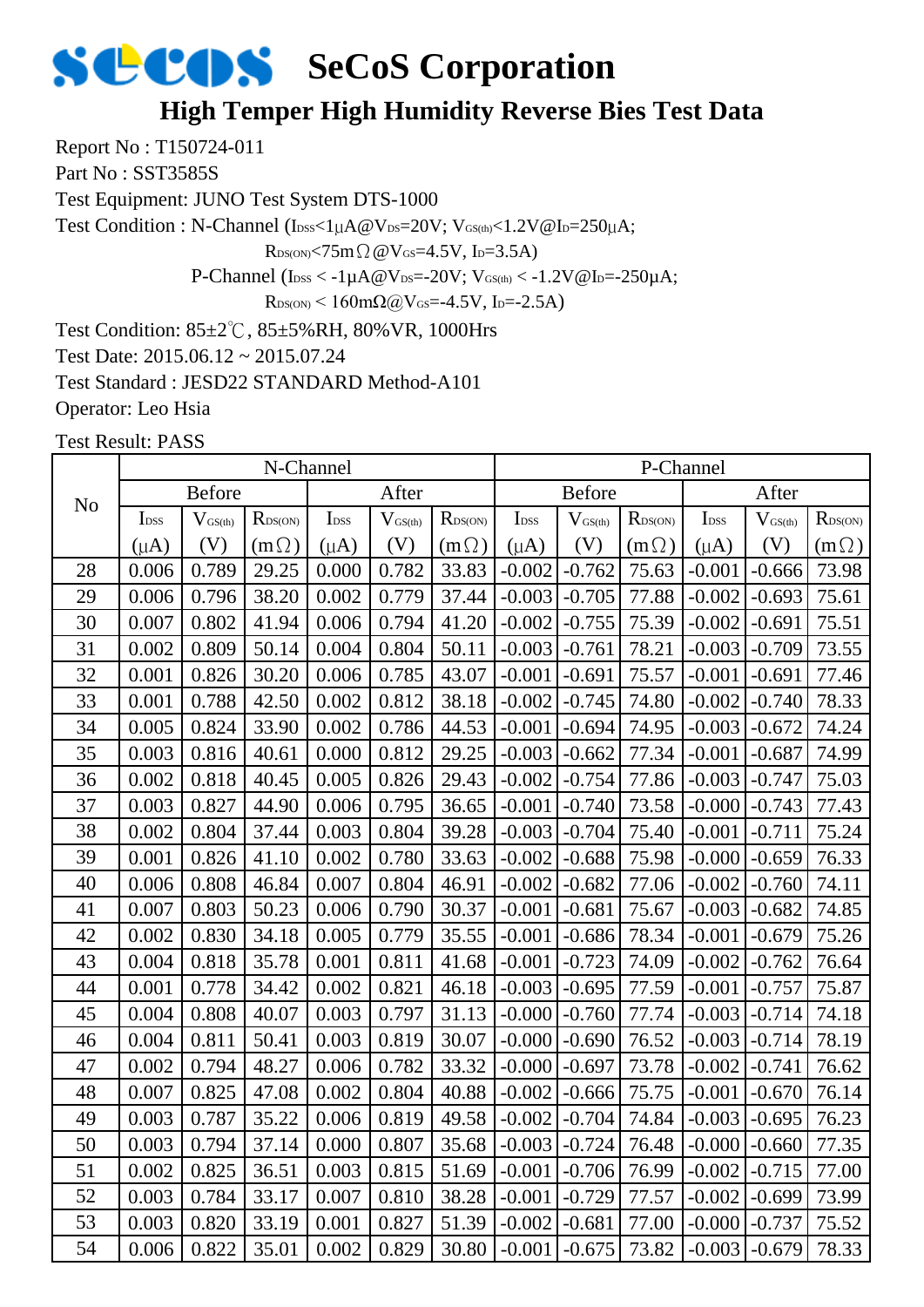# SeCoS Corporation

## High Temper High Humidity Reverse Bies Test Data

Report No : T150724-011

Part No : SST3585S

Test Equipment: JUNO Test System DTS-1000

Test Condition : N-Channel ($I_{DSS}$<1μA@$V_{DS}$=20V; $V_{GS(th)}$<1.2V@$I_D$=250μA;

$R_{DS(ON)}$<75mΩ@$V_{GS}$=4.5V, $I_D$=3.5A)

P-Channel ($I_{DSS}$ < -1μA@$V_{DS}$=-20V; $V_{GS(th)}$ < -1.2V@$I_D$=-250μA;

$R_{DS(ON)}$ < 160mΩ@$V_{GS}$=-4.5V, $I_D$=-2.5A)

Test Condition: 85±2℃, 85±5%RH, 80%VR, 1000Hrs

Test Date: 2015.06.12 ~ 2015.07.24

Test Standard : JESD22 STANDARD Method-A101

Operator: Leo Hsia

Test Result: PASS

| No | N-Channel | | | | | | P-Channel | | | | | |
|---|---|---|---|---|---|---|---|---|---|---|---|---|
| | Before | | | After | | | Before | | | After | | |
| | $I_{DSS}$ (μA) | $V_{GS(th)}$ (V) | $R_{DS(ON)}$ (mΩ) | $I_{DSS}$ (μA) | $V_{GS(th)}$ (V) | $R_{DS(ON)}$ (mΩ) | $I_{DSS}$ (μA) | $V_{GS(th)}$ (V) | $R_{DS(ON)}$ (mΩ) | $I_{DSS}$ (μA) | $V_{GS(th)}$ (V) | $R_{DS(ON)}$ (mΩ) |
| 28 | 0.006 | 0.789 | 29.25 | 0.000 | 0.782 | 33.83 | -0.002 | -0.762 | 75.63 | -0.001 | -0.666 | 73.98 |
| 29 | 0.006 | 0.796 | 38.20 | 0.002 | 0.779 | 37.44 | -0.003 | -0.705 | 77.88 | -0.002 | -0.693 | 75.61 |
| 30 | 0.007 | 0.802 | 41.94 | 0.006 | 0.794 | 41.20 | -0.002 | -0.755 | 75.39 | -0.002 | -0.691 | 75.51 |
| 31 | 0.002 | 0.809 | 50.14 | 0.004 | 0.804 | 50.11 | -0.003 | -0.761 | 78.21 | -0.003 | -0.709 | 73.55 |
| 32 | 0.001 | 0.826 | 30.20 | 0.006 | 0.785 | 43.07 | -0.001 | -0.691 | 75.57 | -0.001 | -0.691 | 77.46 |
| 33 | 0.001 | 0.788 | 42.50 | 0.002 | 0.812 | 38.18 | -0.002 | -0.745 | 74.80 | -0.002 | -0.740 | 78.33 |
| 34 | 0.005 | 0.824 | 33.90 | 0.002 | 0.786 | 44.53 | -0.001 | -0.694 | 74.95 | -0.003 | -0.672 | 74.24 |
| 35 | 0.003 | 0.816 | 40.61 | 0.000 | 0.812 | 29.25 | -0.003 | -0.662 | 77.34 | -0.001 | -0.687 | 74.99 |
| 36 | 0.002 | 0.818 | 40.45 | 0.005 | 0.826 | 29.43 | -0.002 | -0.754 | 77.86 | -0.003 | -0.747 | 75.03 |
| 37 | 0.003 | 0.827 | 44.90 | 0.006 | 0.795 | 36.65 | -0.001 | -0.740 | 73.58 | -0.000 | -0.743 | 77.43 |
| 38 | 0.002 | 0.804 | 37.44 | 0.003 | 0.804 | 39.28 | -0.003 | -0.704 | 75.40 | -0.001 | -0.711 | 75.24 |
| 39 | 0.001 | 0.826 | 41.10 | 0.002 | 0.780 | 33.63 | -0.002 | -0.688 | 75.98 | -0.000 | -0.659 | 76.33 |
| 40 | 0.006 | 0.808 | 46.84 | 0.007 | 0.804 | 46.91 | -0.002 | -0.682 | 77.06 | -0.002 | -0.760 | 74.11 |
| 41 | 0.007 | 0.803 | 50.23 | 0.006 | 0.790 | 30.37 | -0.001 | -0.681 | 75.67 | -0.003 | -0.682 | 74.85 |
| 42 | 0.002 | 0.830 | 34.18 | 0.005 | 0.779 | 35.55 | -0.001 | -0.686 | 78.34 | -0.001 | -0.679 | 75.26 |
| 43 | 0.004 | 0.818 | 35.78 | 0.001 | 0.811 | 41.68 | -0.001 | -0.723 | 74.09 | -0.002 | -0.762 | 76.64 |
| 44 | 0.001 | 0.778 | 34.42 | 0.002 | 0.821 | 46.18 | -0.003 | -0.695 | 77.59 | -0.001 | -0.757 | 75.87 |
| 45 | 0.004 | 0.808 | 40.07 | 0.003 | 0.797 | 31.13 | -0.000 | -0.760 | 77.74 | -0.003 | -0.714 | 74.18 |
| 46 | 0.004 | 0.811 | 50.41 | 0.003 | 0.819 | 30.07 | -0.000 | -0.690 | 76.52 | -0.003 | -0.714 | 78.19 |
| 47 | 0.002 | 0.794 | 48.27 | 0.006 | 0.782 | 33.32 | -0.000 | -0.697 | 73.78 | -0.002 | -0.741 | 76.62 |
| 48 | 0.007 | 0.825 | 47.08 | 0.002 | 0.804 | 40.88 | -0.002 | -0.666 | 75.75 | -0.001 | -0.670 | 76.14 |
| 49 | 0.003 | 0.787 | 35.22 | 0.006 | 0.819 | 49.58 | -0.002 | -0.704 | 74.84 | -0.003 | -0.695 | 76.23 |
| 50 | 0.003 | 0.794 | 37.14 | 0.000 | 0.807 | 35.68 | -0.003 | -0.724 | 76.48 | -0.000 | -0.660 | 77.35 |
| 51 | 0.002 | 0.825 | 36.51 | 0.003 | 0.815 | 51.69 | -0.001 | -0.706 | 76.99 | -0.002 | -0.715 | 77.00 |
| 52 | 0.003 | 0.784 | 33.17 | 0.007 | 0.810 | 38.28 | -0.001 | -0.729 | 77.57 | -0.002 | -0.699 | 73.99 |
| 53 | 0.003 | 0.820 | 33.19 | 0.001 | 0.827 | 51.39 | -0.002 | -0.681 | 77.00 | -0.000 | -0.737 | 75.52 |
| 54 | 0.006 | 0.822 | 35.01 | 0.002 | 0.829 | 30.80 | -0.001 | -0.675 | 73.82 | -0.003 | -0.679 | 78.33 |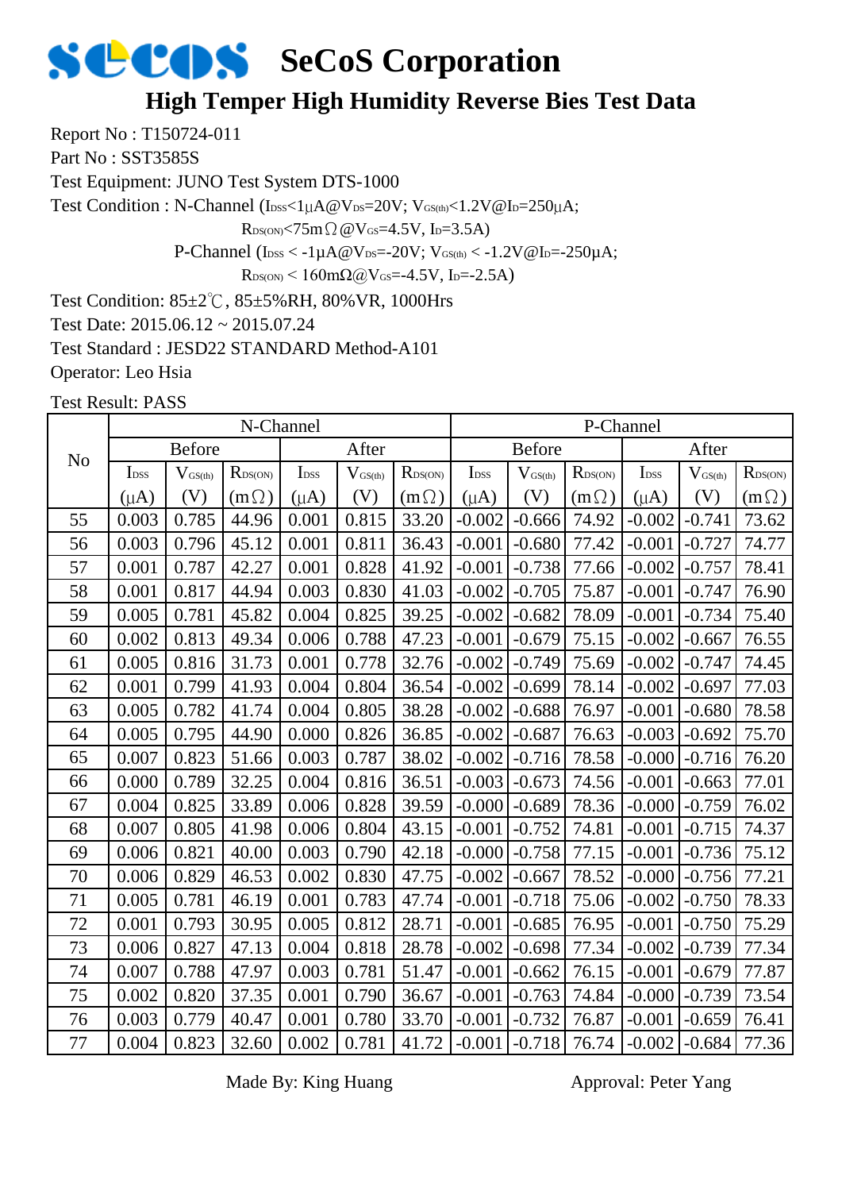# SeCoS Corporation

## High Temper High Humidity Reverse Bies Test Data

Report No : T150724-011

Part No : SST3585S

Test Equipment: JUNO Test System DTS-1000

Test Condition : N-Channel ($I_{DSS}$<1μA@$V_{DS}$=20V; $V_{GS(th)}$<1.2V@$I_D$=250μA;

$R_{DS(ON)}$<75mΩ@$V_{GS}$=4.5V, $I_D$=3.5A)

P-Channel ($I_{DSS}$ < -1μA@$V_{DS}$=-20V; $V_{GS(th)}$ < -1.2V@$I_D$=-250μA;

$R_{DS(ON)}$ < 160mΩ@$V_{GS}$=-4.5V, $I_D$=-2.5A)

Test Condition: 85±2℃, 85±5%RH, 80%VR, 1000Hrs

Test Date: 2015.06.12 ~ 2015.07.24

Test Standard : JESD22 STANDARD Method-A101

Operator: Leo Hsia

Test Result: PASS

| No | N-Channel | | | | | | P-Channel | | | | | |
|---|---|---|---|---|---|---|---|---|---|---|---|---|
| | Before | | | After | | | Before | | | After | | |
| | $I_{DSS}$ (μA) | $V_{GS(th)}$ (V) | $R_{DS(ON)}$ (mΩ) | $I_{DSS}$ (μA) | $V_{GS(th)}$ (V) | $R_{DS(ON)}$ (mΩ) | $I_{DSS}$ (μA) | $V_{GS(th)}$ (V) | $R_{DS(ON)}$ (mΩ) | $I_{DSS}$ (μA) | $V_{GS(th)}$ (V) | $R_{DS(ON)}$ (mΩ) |
| 55 | 0.003 | 0.785 | 44.96 | 0.001 | 0.815 | 33.20 | -0.002 | -0.666 | 74.92 | -0.002 | -0.741 | 73.62 |
| 56 | 0.003 | 0.796 | 45.12 | 0.001 | 0.811 | 36.43 | -0.001 | -0.680 | 77.42 | -0.001 | -0.727 | 74.77 |
| 57 | 0.001 | 0.787 | 42.27 | 0.001 | 0.828 | 41.92 | -0.001 | -0.738 | 77.66 | -0.002 | -0.757 | 78.41 |
| 58 | 0.001 | 0.817 | 44.94 | 0.003 | 0.830 | 41.03 | -0.002 | -0.705 | 75.87 | -0.001 | -0.747 | 76.90 |
| 59 | 0.005 | 0.781 | 45.82 | 0.004 | 0.825 | 39.25 | -0.002 | -0.682 | 78.09 | -0.001 | -0.734 | 75.40 |
| 60 | 0.002 | 0.813 | 49.34 | 0.006 | 0.788 | 47.23 | -0.001 | -0.679 | 75.15 | -0.002 | -0.667 | 76.55 |
| 61 | 0.005 | 0.816 | 31.73 | 0.001 | 0.778 | 32.76 | -0.002 | -0.749 | 75.69 | -0.002 | -0.747 | 74.45 |
| 62 | 0.001 | 0.799 | 41.93 | 0.004 | 0.804 | 36.54 | -0.002 | -0.699 | 78.14 | -0.002 | -0.697 | 77.03 |
| 63 | 0.005 | 0.782 | 41.74 | 0.004 | 0.805 | 38.28 | -0.002 | -0.688 | 76.97 | -0.001 | -0.680 | 78.58 |
| 64 | 0.005 | 0.795 | 44.90 | 0.000 | 0.826 | 36.85 | -0.002 | -0.687 | 76.63 | -0.003 | -0.692 | 75.70 |
| 65 | 0.007 | 0.823 | 51.66 | 0.003 | 0.787 | 38.02 | -0.002 | -0.716 | 78.58 | -0.000 | -0.716 | 76.20 |
| 66 | 0.000 | 0.789 | 32.25 | 0.004 | 0.816 | 36.51 | -0.003 | -0.673 | 74.56 | -0.001 | -0.663 | 77.01 |
| 67 | 0.004 | 0.825 | 33.89 | 0.006 | 0.828 | 39.59 | -0.000 | -0.689 | 78.36 | -0.000 | -0.759 | 76.02 |
| 68 | 0.007 | 0.805 | 41.98 | 0.006 | 0.804 | 43.15 | -0.001 | -0.752 | 74.81 | -0.001 | -0.715 | 74.37 |
| 69 | 0.006 | 0.821 | 40.00 | 0.003 | 0.790 | 42.18 | -0.000 | -0.758 | 77.15 | -0.001 | -0.736 | 75.12 |
| 70 | 0.006 | 0.829 | 46.53 | 0.002 | 0.830 | 47.75 | -0.002 | -0.667 | 78.52 | -0.000 | -0.756 | 77.21 |
| 71 | 0.005 | 0.781 | 46.19 | 0.001 | 0.783 | 47.74 | -0.001 | -0.718 | 75.06 | -0.002 | -0.750 | 78.33 |
| 72 | 0.001 | 0.793 | 30.95 | 0.005 | 0.812 | 28.71 | -0.001 | -0.685 | 76.95 | -0.001 | -0.750 | 75.29 |
| 73 | 0.006 | 0.827 | 47.13 | 0.004 | 0.818 | 28.78 | -0.002 | -0.698 | 77.34 | -0.002 | -0.739 | 77.34 |
| 74 | 0.007 | 0.788 | 47.97 | 0.003 | 0.781 | 51.47 | -0.001 | -0.662 | 76.15 | -0.001 | -0.679 | 77.87 |
| 75 | 0.002 | 0.820 | 37.35 | 0.001 | 0.790 | 36.67 | -0.001 | -0.763 | 74.84 | -0.000 | -0.739 | 73.54 |
| 76 | 0.003 | 0.779 | 40.47 | 0.001 | 0.780 | 33.70 | -0.001 | -0.732 | 76.87 | -0.001 | -0.659 | 76.41 |
| 77 | 0.004 | 0.823 | 32.60 | 0.002 | 0.781 | 41.72 | -0.001 | -0.718 | 76.74 | -0.002 | -0.684 | 77.36 |

Made By: King Huang                    Approval: Peter Yang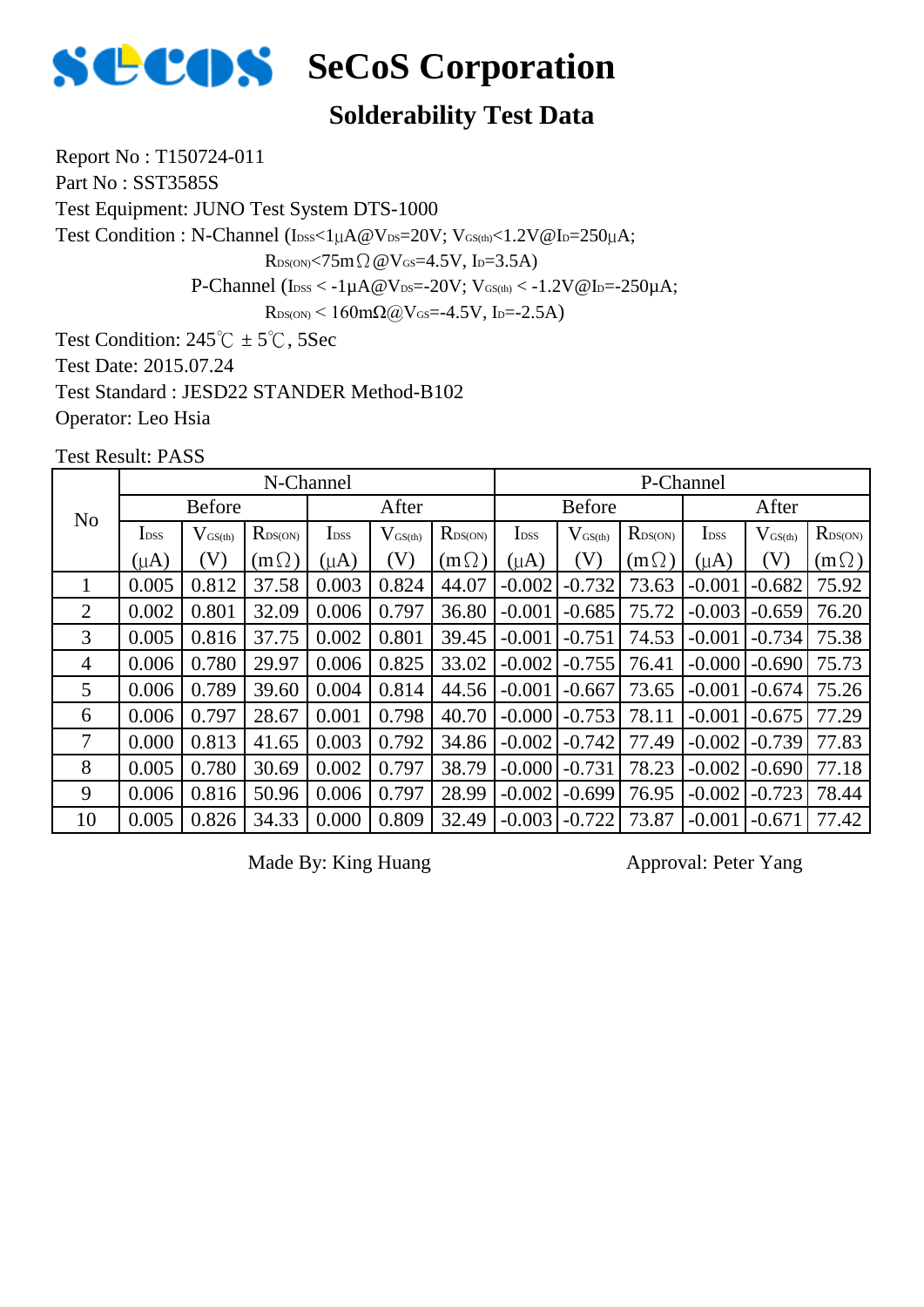# SeCoS Corporation

## Solderability Test Data

Report No : T150724-011

Part No : SST3585S

Test Equipment: JUNO Test System DTS-1000

Test Condition : N-Channel ($I_{DSS}$<1µA@$V_{DS}$=20V; $V_{GS(th)}$<1.2V@$I_D$=250µA;

$R_{DS(ON)}$<75mΩ@$V_{GS}$=4.5V, $I_D$=3.5A)

P-Channel ($I_{DSS}$ < -1µA@$V_{DS}$=-20V; $V_{GS(th)}$ < -1.2V@$I_D$=-250µA;

$R_{DS(ON)}$ < 160mΩ@$V_{GS}$=-4.5V, $I_D$=-2.5A)

Test Condition: 245℃ ± 5℃, 5Sec

Test Date: 2015.07.24

Test Standard : JESD22 STANDER Method-B102

Operator: Leo Hsia

Test Result: PASS

| No | N-Channel | | | | | | P-Channel | | | | | |
|---|---|---|---|---|---|---|---|---|---|---|---|---|
| | Before | | | After | | | Before | | | After | | |
| | $I_{DSS}$ (µA) | $V_{GS(th)}$ (V) | $R_{DS(ON)}$ (mΩ) | $I_{DSS}$ (µA) | $V_{GS(th)}$ (V) | $R_{DS(ON)}$ (mΩ) | $I_{DSS}$ (µA) | $V_{GS(th)}$ (V) | $R_{DS(ON)}$ (mΩ) | $I_{DSS}$ (µA) | $V_{GS(th)}$ (V) | $R_{DS(ON)}$ (mΩ) |
| 1 | 0.005 | 0.812 | 37.58 | 0.003 | 0.824 | 44.07 | -0.002 | -0.732 | 73.63 | -0.001 | -0.682 | 75.92 |
| 2 | 0.002 | 0.801 | 32.09 | 0.006 | 0.797 | 36.80 | -0.001 | -0.685 | 75.72 | -0.003 | -0.659 | 76.20 |
| 3 | 0.005 | 0.816 | 37.75 | 0.002 | 0.801 | 39.45 | -0.001 | -0.751 | 74.53 | -0.001 | -0.734 | 75.38 |
| 4 | 0.006 | 0.780 | 29.97 | 0.006 | 0.825 | 33.02 | -0.002 | -0.755 | 76.41 | -0.000 | -0.690 | 75.73 |
| 5 | 0.006 | 0.789 | 39.60 | 0.004 | 0.814 | 44.56 | -0.001 | -0.667 | 73.65 | -0.001 | -0.674 | 75.26 |
| 6 | 0.006 | 0.797 | 28.67 | 0.001 | 0.798 | 40.70 | -0.000 | -0.753 | 78.11 | -0.001 | -0.675 | 77.29 |
| 7 | 0.000 | 0.813 | 41.65 | 0.003 | 0.792 | 34.86 | -0.002 | -0.742 | 77.49 | -0.002 | -0.739 | 77.83 |
| 8 | 0.005 | 0.780 | 30.69 | 0.002 | 0.797 | 38.79 | -0.000 | -0.731 | 78.23 | -0.002 | -0.690 | 77.18 |
| 9 | 0.006 | 0.816 | 50.96 | 0.006 | 0.797 | 28.99 | -0.002 | -0.699 | 76.95 | -0.002 | -0.723 | 78.44 |
| 10 | 0.005 | 0.826 | 34.33 | 0.000 | 0.809 | 32.49 | -0.003 | -0.722 | 73.87 | -0.001 | -0.671 | 77.42 |

Made By: King Huang Approval: Peter Yang